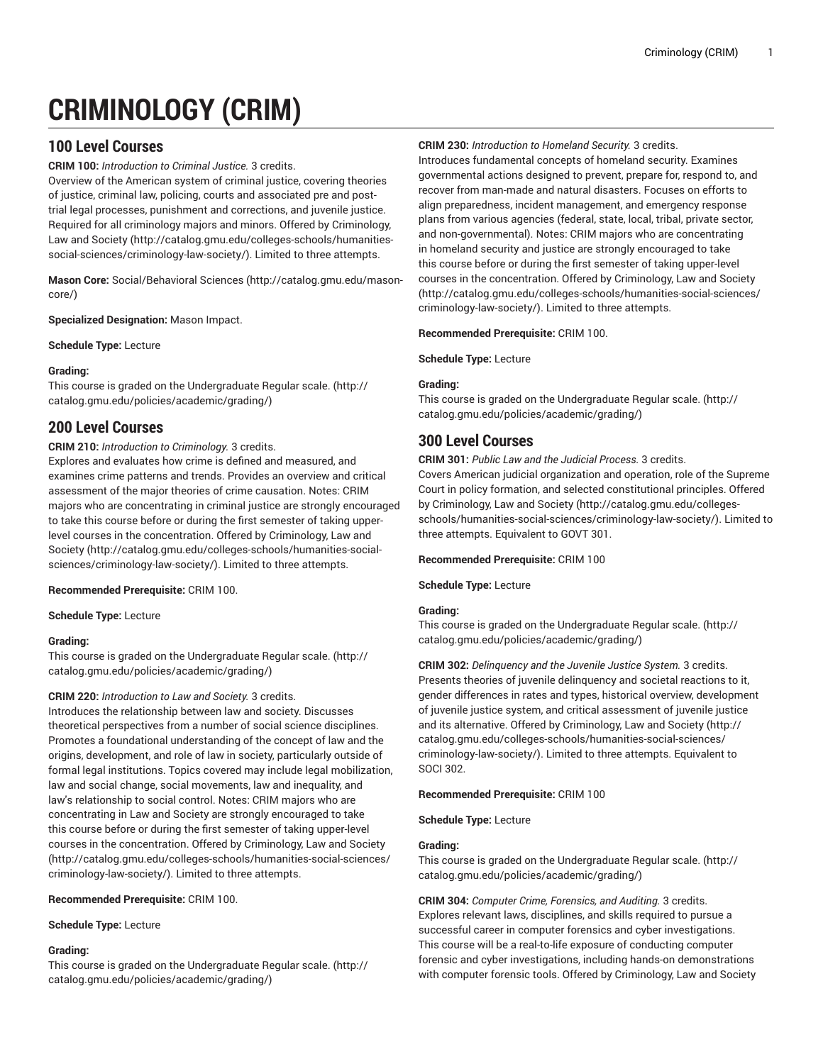# CRIMINOLOGY (CRIM)

## 100 Level Courses

**CRIM 100:** *Introduction to Criminal Justice.* 3 credits.
Overview of the American system of criminal justice, covering theories of justice, criminal law, policing, courts and associated pre and post-trial legal processes, punishment and corrections, and juvenile justice. Required for all criminology majors and minors. Offered by Criminology, Law and Society (http://catalog.gmu.edu/colleges-schools/humanities-social-sciences/criminology-law-society/). Limited to three attempts.

**Mason Core:** Social/Behavioral Sciences (http://catalog.gmu.edu/mason-core/)

**Specialized Designation:** Mason Impact.

**Schedule Type:** Lecture

**Grading:**
This course is graded on the Undergraduate Regular scale. (http://catalog.gmu.edu/policies/academic/grading/)

## 200 Level Courses

**CRIM 210:** *Introduction to Criminology.* 3 credits.
Explores and evaluates how crime is defined and measured, and examines crime patterns and trends. Provides an overview and critical assessment of the major theories of crime causation. Notes: CRIM majors who are concentrating in criminal justice are strongly encouraged to take this course before or during the first semester of taking upper-level courses in the concentration. Offered by Criminology, Law and Society (http://catalog.gmu.edu/colleges-schools/humanities-social-sciences/criminology-law-society/). Limited to three attempts.

**Recommended Prerequisite:** CRIM 100.

**Schedule Type:** Lecture

**Grading:**
This course is graded on the Undergraduate Regular scale. (http://catalog.gmu.edu/policies/academic/grading/)

**CRIM 220:** *Introduction to Law and Society.* 3 credits.
Introduces the relationship between law and society. Discusses theoretical perspectives from a number of social science disciplines. Promotes a foundational understanding of the concept of law and the origins, development, and role of law in society, particularly outside of formal legal institutions. Topics covered may include legal mobilization, law and social change, social movements, law and inequality, and law's relationship to social control. Notes: CRIM majors who are concentrating in Law and Society are strongly encouraged to take this course before or during the first semester of taking upper-level courses in the concentration. Offered by Criminology, Law and Society (http://catalog.gmu.edu/colleges-schools/humanities-social-sciences/criminology-law-society/). Limited to three attempts.

**Recommended Prerequisite:** CRIM 100.

**Schedule Type:** Lecture

**Grading:**
This course is graded on the Undergraduate Regular scale. (http://catalog.gmu.edu/policies/academic/grading/)

**CRIM 230:** *Introduction to Homeland Security.* 3 credits.
Introduces fundamental concepts of homeland security. Examines governmental actions designed to prevent, prepare for, respond to, and recover from man-made and natural disasters. Focuses on efforts to align preparedness, incident management, and emergency response plans from various agencies (federal, state, local, tribal, private sector, and non-governmental). Notes: CRIM majors who are concentrating in homeland security and justice are strongly encouraged to take this course before or during the first semester of taking upper-level courses in the concentration. Offered by Criminology, Law and Society (http://catalog.gmu.edu/colleges-schools/humanities-social-sciences/criminology-law-society/). Limited to three attempts.

**Recommended Prerequisite:** CRIM 100.

**Schedule Type:** Lecture

**Grading:**
This course is graded on the Undergraduate Regular scale. (http://catalog.gmu.edu/policies/academic/grading/)

## 300 Level Courses

**CRIM 301:** *Public Law and the Judicial Process.* 3 credits.
Covers American judicial organization and operation, role of the Supreme Court in policy formation, and selected constitutional principles. Offered by Criminology, Law and Society (http://catalog.gmu.edu/colleges-schools/humanities-social-sciences/criminology-law-society/). Limited to three attempts. Equivalent to GOVT 301.

**Recommended Prerequisite:** CRIM 100

**Schedule Type:** Lecture

**Grading:**
This course is graded on the Undergraduate Regular scale. (http://catalog.gmu.edu/policies/academic/grading/)

**CRIM 302:** *Delinquency and the Juvenile Justice System.* 3 credits.
Presents theories of juvenile delinquency and societal reactions to it, gender differences in rates and types, historical overview, development of juvenile justice system, and critical assessment of juvenile justice and its alternative. Offered by Criminology, Law and Society (http://catalog.gmu.edu/colleges-schools/humanities-social-sciences/criminology-law-society/). Limited to three attempts. Equivalent to SOCI 302.

**Recommended Prerequisite:** CRIM 100

**Schedule Type:** Lecture

**Grading:**
This course is graded on the Undergraduate Regular scale. (http://catalog.gmu.edu/policies/academic/grading/)

**CRIM 304:** *Computer Crime, Forensics, and Auditing.* 3 credits.
Explores relevant laws, disciplines, and skills required to pursue a successful career in computer forensics and cyber investigations. This course will be a real-to-life exposure of conducting computer forensic and cyber investigations, including hands-on demonstrations with computer forensic tools. Offered by Criminology, Law and Society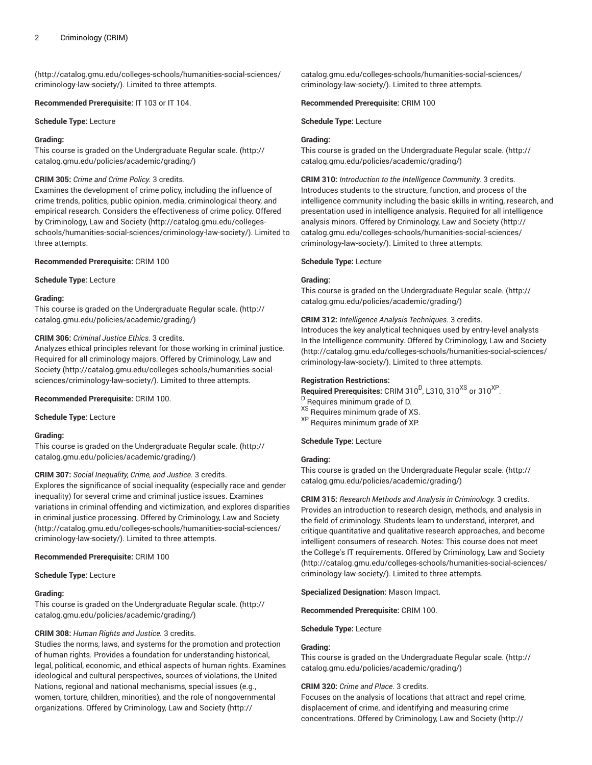(http://catalog.gmu.edu/colleges-schools/humanities-social-sciences/criminology-law-society/). Limited to three attempts.

**Recommended Prerequisite:** IT 103 or IT 104.

**Schedule Type:** Lecture

**Grading:**
This course is graded on the Undergraduate Regular scale. (http://catalog.gmu.edu/policies/academic/grading/)

**CRIM 305:** *Crime and Crime Policy.* 3 credits.
Examines the development of crime policy, including the influence of crime trends, politics, public opinion, media, criminological theory, and empirical research. Considers the effectiveness of crime policy. Offered by Criminology, Law and Society (http://catalog.gmu.edu/colleges-schools/humanities-social-sciences/criminology-law-society/). Limited to three attempts.

**Recommended Prerequisite:** CRIM 100

**Schedule Type:** Lecture

**Grading:**
This course is graded on the Undergraduate Regular scale. (http://catalog.gmu.edu/policies/academic/grading/)

**CRIM 306:** *Criminal Justice Ethics.* 3 credits.
Analyzes ethical principles relevant for those working in criminal justice. Required for all criminology majors. Offered by Criminology, Law and Society (http://catalog.gmu.edu/colleges-schools/humanities-social-sciences/criminology-law-society/). Limited to three attempts.

**Recommended Prerequisite:** CRIM 100.

**Schedule Type:** Lecture

**Grading:**
This course is graded on the Undergraduate Regular scale. (http://catalog.gmu.edu/policies/academic/grading/)

**CRIM 307:** *Social Inequality, Crime, and Justice.* 3 credits.
Explores the significance of social inequality (especially race and gender inequality) for several crime and criminal justice issues. Examines variations in criminal offending and victimization, and explores disparities in criminal justice processing. Offered by Criminology, Law and Society (http://catalog.gmu.edu/colleges-schools/humanities-social-sciences/criminology-law-society/). Limited to three attempts.

**Recommended Prerequisite:** CRIM 100

**Schedule Type:** Lecture

**Grading:**
This course is graded on the Undergraduate Regular scale. (http://catalog.gmu.edu/policies/academic/grading/)

**CRIM 308:** *Human Rights and Justice.* 3 credits.
Studies the norms, laws, and systems for the promotion and protection of human rights. Provides a foundation for understanding historical, legal, political, economic, and ethical aspects of human rights. Examines ideological and cultural perspectives, sources of violations, the United Nations, regional and national mechanisms, special issues (e.g., women, torture, children, minorities), and the role of nongovernmental organizations. Offered by Criminology, Law and Society (http://catalog.gmu.edu/colleges-schools/humanities-social-sciences/criminology-law-society/). Limited to three attempts.

**Recommended Prerequisite:** CRIM 100

**Schedule Type:** Lecture

**Grading:**
This course is graded on the Undergraduate Regular scale. (http://catalog.gmu.edu/policies/academic/grading/)

**CRIM 310:** *Introduction to the Intelligence Community.* 3 credits.
Introduces students to the structure, function, and process of the intelligence community including the basic skills in writing, research, and presentation used in intelligence analysis. Required for all intelligence analysis minors. Offered by Criminology, Law and Society (http://catalog.gmu.edu/colleges-schools/humanities-social-sciences/criminology-law-society/). Limited to three attempts.

**Schedule Type:** Lecture

**Grading:**
This course is graded on the Undergraduate Regular scale. (http://catalog.gmu.edu/policies/academic/grading/)

**CRIM 312:** *Intelligence Analysis Techniques.* 3 credits.
Introduces the key analytical techniques used by entry-level analysts In the Intelligence community. Offered by Criminology, Law and Society (http://catalog.gmu.edu/colleges-schools/humanities-social-sciences/criminology-law-society/). Limited to three attempts.

**Registration Restrictions:**
**Required Prerequisites:** CRIM 310[D], L310, 310[XS] or 310[XP].
[D] Requires minimum grade of D.
[XS] Requires minimum grade of XS.
[XP] Requires minimum grade of XP.

**Schedule Type:** Lecture

**Grading:**
This course is graded on the Undergraduate Regular scale. (http://catalog.gmu.edu/policies/academic/grading/)

**CRIM 315:** *Research Methods and Analysis in Criminology.* 3 credits.
Provides an introduction to research design, methods, and analysis in the field of criminology. Students learn to understand, interpret, and critique quantitative and qualitative research approaches, and become intelligent consumers of research. Notes: This course does not meet the College's IT requirements. Offered by Criminology, Law and Society (http://catalog.gmu.edu/colleges-schools/humanities-social-sciences/criminology-law-society/). Limited to three attempts.

**Specialized Designation:** Mason Impact.

**Recommended Prerequisite:** CRIM 100.

**Schedule Type:** Lecture

**Grading:**
This course is graded on the Undergraduate Regular scale. (http://catalog.gmu.edu/policies/academic/grading/)

**CRIM 320:** *Crime and Place.* 3 credits.
Focuses on the analysis of locations that attract and repel crime, displacement of crime, and identifying and measuring crime concentrations. Offered by Criminology, Law and Society (http://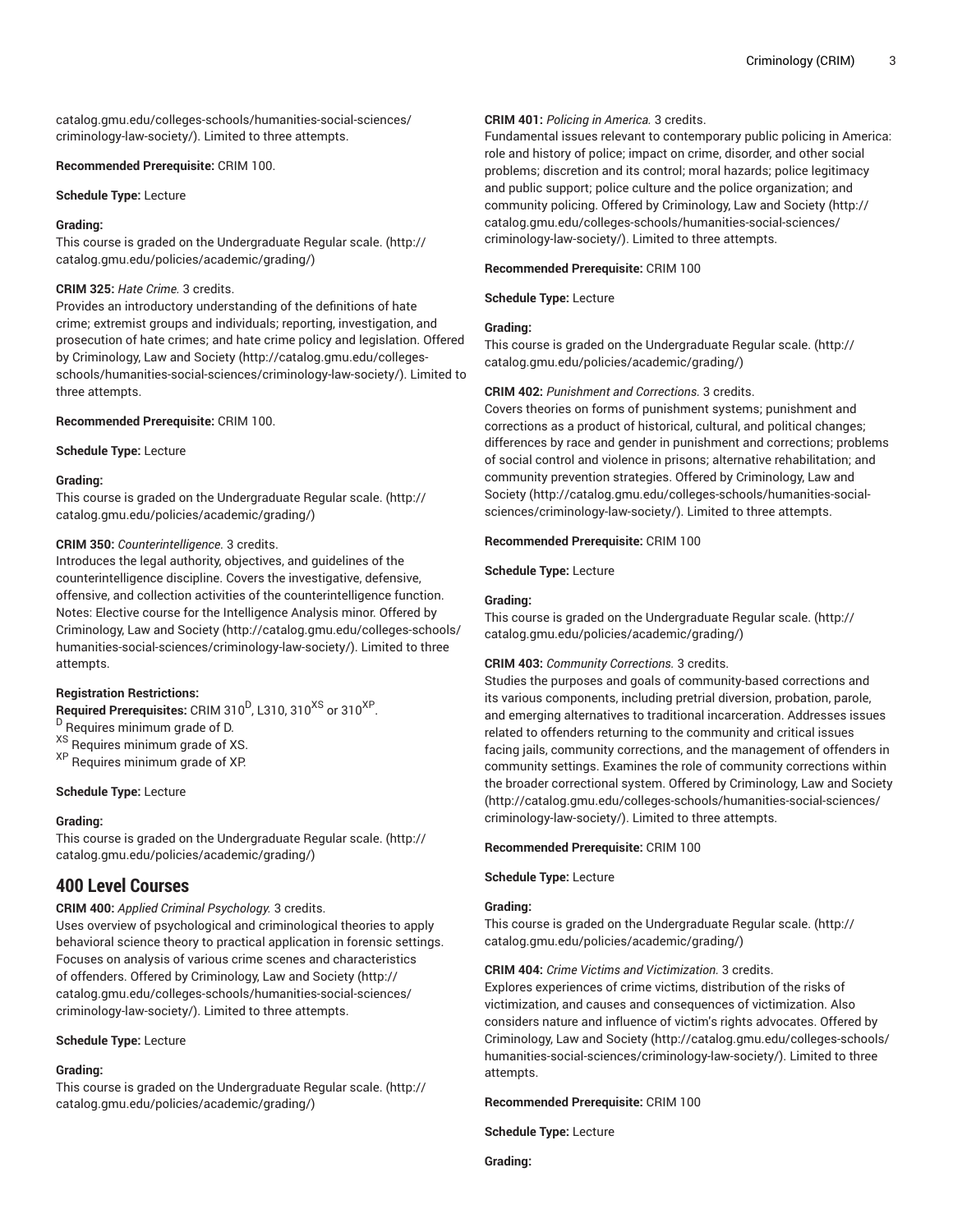catalog.gmu.edu/colleges-schools/humanities-social-sciences/criminology-law-society/). Limited to three attempts.

**Recommended Prerequisite:** CRIM 100.

**Schedule Type:** Lecture

**Grading:**
This course is graded on the Undergraduate Regular scale. (http://catalog.gmu.edu/policies/academic/grading/)

**CRIM 325:** *Hate Crime.* 3 credits.
Provides an introductory understanding of the definitions of hate crime; extremist groups and individuals; reporting, investigation, and prosecution of hate crimes; and hate crime policy and legislation. Offered by Criminology, Law and Society (http://catalog.gmu.edu/colleges-schools/humanities-social-sciences/criminology-law-society/). Limited to three attempts.

**Recommended Prerequisite:** CRIM 100.

**Schedule Type:** Lecture

**Grading:**
This course is graded on the Undergraduate Regular scale. (http://catalog.gmu.edu/policies/academic/grading/)

**CRIM 350:** *Counterintelligence.* 3 credits.
Introduces the legal authority, objectives, and guidelines of the counterintelligence discipline. Covers the investigative, defensive, offensive, and collection activities of the counterintelligence function. Notes: Elective course for the Intelligence Analysis minor. Offered by Criminology, Law and Society (http://catalog.gmu.edu/colleges-schools/humanities-social-sciences/criminology-law-society/). Limited to three attempts.

**Registration Restrictions:**
**Required Prerequisites:** CRIM 310[D], L310, 310[XS] or 310[XP].
[D] Requires minimum grade of D.
[XS] Requires minimum grade of XS.
[XP] Requires minimum grade of XP.

**Schedule Type:** Lecture

**Grading:**
This course is graded on the Undergraduate Regular scale. (http://catalog.gmu.edu/policies/academic/grading/)

## 400 Level Courses

**CRIM 400:** *Applied Criminal Psychology.* 3 credits.
Uses overview of psychological and criminological theories to apply behavioral science theory to practical application in forensic settings. Focuses on analysis of various crime scenes and characteristics of offenders. Offered by Criminology, Law and Society (http://catalog.gmu.edu/colleges-schools/humanities-social-sciences/criminology-law-society/). Limited to three attempts.

**Schedule Type:** Lecture

**Grading:**
This course is graded on the Undergraduate Regular scale. (http://catalog.gmu.edu/policies/academic/grading/)

**CRIM 401:** *Policing in America.* 3 credits.
Fundamental issues relevant to contemporary public policing in America: role and history of police; impact on crime, disorder, and other social problems; discretion and its control; moral hazards; police legitimacy and public support; police culture and the police organization; and community policing. Offered by Criminology, Law and Society (http://catalog.gmu.edu/colleges-schools/humanities-social-sciences/criminology-law-society/). Limited to three attempts.

**Recommended Prerequisite:** CRIM 100

**Schedule Type:** Lecture

**Grading:**
This course is graded on the Undergraduate Regular scale. (http://catalog.gmu.edu/policies/academic/grading/)

**CRIM 402:** *Punishment and Corrections.* 3 credits.
Covers theories on forms of punishment systems; punishment and corrections as a product of historical, cultural, and political changes; differences by race and gender in punishment and corrections; problems of social control and violence in prisons; alternative rehabilitation; and community prevention strategies. Offered by Criminology, Law and Society (http://catalog.gmu.edu/colleges-schools/humanities-social-sciences/criminology-law-society/). Limited to three attempts.

**Recommended Prerequisite:** CRIM 100

**Schedule Type:** Lecture

**Grading:**
This course is graded on the Undergraduate Regular scale. (http://catalog.gmu.edu/policies/academic/grading/)

**CRIM 403:** *Community Corrections.* 3 credits.
Studies the purposes and goals of community-based corrections and its various components, including pretrial diversion, probation, parole, and emerging alternatives to traditional incarceration. Addresses issues related to offenders returning to the community and critical issues facing jails, community corrections, and the management of offenders in community settings. Examines the role of community corrections within the broader correctional system. Offered by Criminology, Law and Society (http://catalog.gmu.edu/colleges-schools/humanities-social-sciences/criminology-law-society/). Limited to three attempts.

**Recommended Prerequisite:** CRIM 100

**Schedule Type:** Lecture

**Grading:**
This course is graded on the Undergraduate Regular scale. (http://catalog.gmu.edu/policies/academic/grading/)

**CRIM 404:** *Crime Victims and Victimization.* 3 credits.
Explores experiences of crime victims, distribution of the risks of victimization, and causes and consequences of victimization. Also considers nature and influence of victim's rights advocates. Offered by Criminology, Law and Society (http://catalog.gmu.edu/colleges-schools/humanities-social-sciences/criminology-law-society/). Limited to three attempts.

**Recommended Prerequisite:** CRIM 100

**Schedule Type:** Lecture

**Grading:**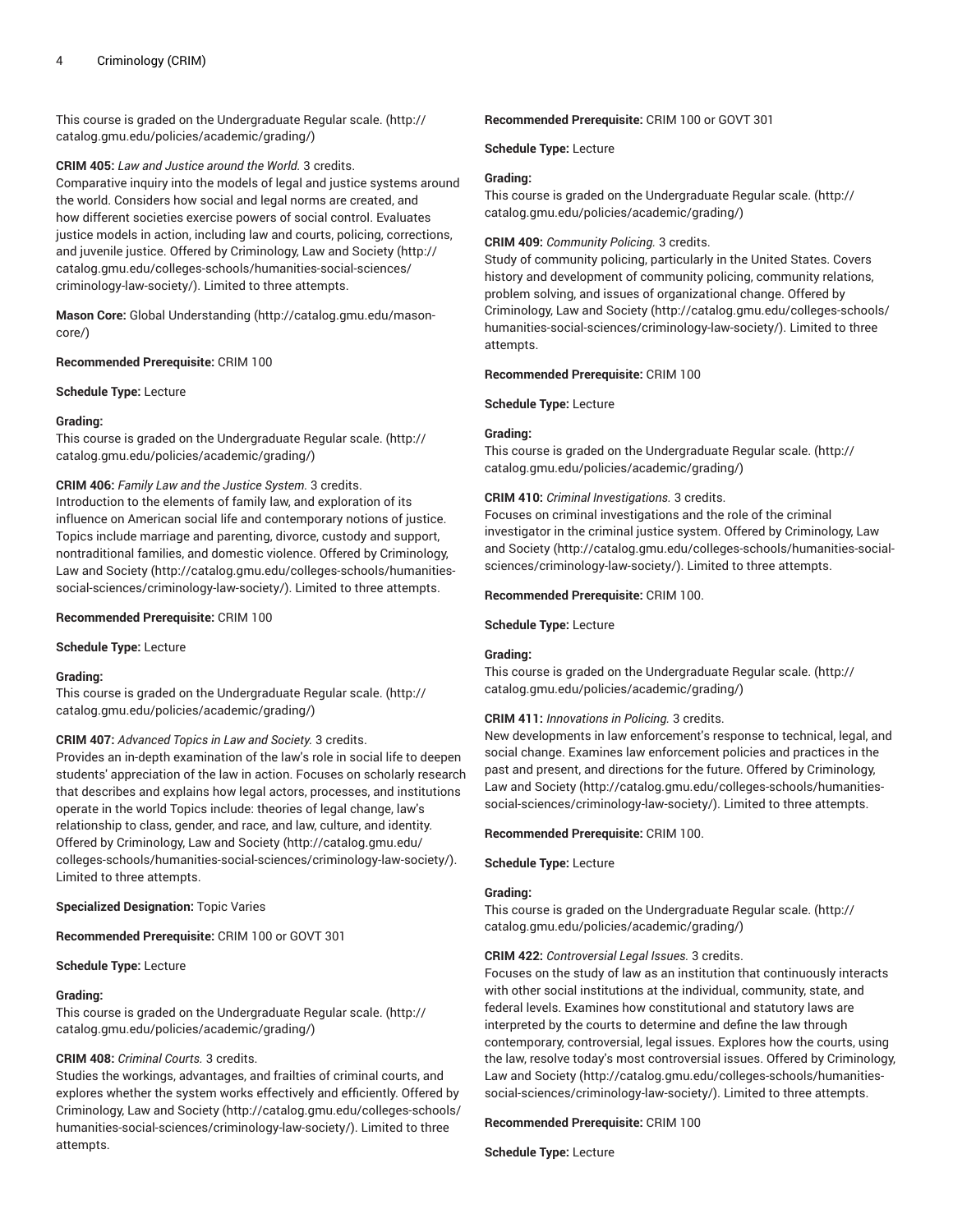This course is graded on the Undergraduate Regular scale. (http://catalog.gmu.edu/policies/academic/grading/)

**CRIM 405:** *Law and Justice around the World.* 3 credits.
Comparative inquiry into the models of legal and justice systems around the world. Considers how social and legal norms are created, and how different societies exercise powers of social control. Evaluates justice models in action, including law and courts, policing, corrections, and juvenile justice. Offered by Criminology, Law and Society (http://catalog.gmu.edu/colleges-schools/humanities-social-sciences/criminology-law-society/). Limited to three attempts.

**Mason Core:** Global Understanding (http://catalog.gmu.edu/mason-core/)

**Recommended Prerequisite:** CRIM 100

**Schedule Type:** Lecture

**Grading:**
This course is graded on the Undergraduate Regular scale. (http://catalog.gmu.edu/policies/academic/grading/)

**CRIM 406:** *Family Law and the Justice System.* 3 credits.
Introduction to the elements of family law, and exploration of its influence on American social life and contemporary notions of justice. Topics include marriage and parenting, divorce, custody and support, nontraditional families, and domestic violence. Offered by Criminology, Law and Society (http://catalog.gmu.edu/colleges-schools/humanities-social-sciences/criminology-law-society/). Limited to three attempts.

**Recommended Prerequisite:** CRIM 100

**Schedule Type:** Lecture

**Grading:**
This course is graded on the Undergraduate Regular scale. (http://catalog.gmu.edu/policies/academic/grading/)

**CRIM 407:** *Advanced Topics in Law and Society.* 3 credits.
Provides an in-depth examination of the law's role in social life to deepen students' appreciation of the law in action. Focuses on scholarly research that describes and explains how legal actors, processes, and institutions operate in the world Topics include: theories of legal change, law's relationship to class, gender, and race, and law, culture, and identity. Offered by Criminology, Law and Society (http://catalog.gmu.edu/colleges-schools/humanities-social-sciences/criminology-law-society/). Limited to three attempts.

**Specialized Designation:** Topic Varies

**Recommended Prerequisite:** CRIM 100 or GOVT 301

**Schedule Type:** Lecture

**Grading:**
This course is graded on the Undergraduate Regular scale. (http://catalog.gmu.edu/policies/academic/grading/)

**CRIM 408:** *Criminal Courts.* 3 credits.
Studies the workings, advantages, and frailties of criminal courts, and explores whether the system works effectively and efficiently. Offered by Criminology, Law and Society (http://catalog.gmu.edu/colleges-schools/humanities-social-sciences/criminology-law-society/). Limited to three attempts.

**Recommended Prerequisite:** CRIM 100 or GOVT 301

**Schedule Type:** Lecture

**Grading:**
This course is graded on the Undergraduate Regular scale. (http://catalog.gmu.edu/policies/academic/grading/)

**CRIM 409:** *Community Policing.* 3 credits.
Study of community policing, particularly in the United States. Covers history and development of community policing, community relations, problem solving, and issues of organizational change. Offered by Criminology, Law and Society (http://catalog.gmu.edu/colleges-schools/humanities-social-sciences/criminology-law-society/). Limited to three attempts.

**Recommended Prerequisite:** CRIM 100

**Schedule Type:** Lecture

**Grading:**
This course is graded on the Undergraduate Regular scale. (http://catalog.gmu.edu/policies/academic/grading/)

**CRIM 410:** *Criminal Investigations.* 3 credits.
Focuses on criminal investigations and the role of the criminal investigator in the criminal justice system. Offered by Criminology, Law and Society (http://catalog.gmu.edu/colleges-schools/humanities-social-sciences/criminology-law-society/). Limited to three attempts.

**Recommended Prerequisite:** CRIM 100.

**Schedule Type:** Lecture

**Grading:**
This course is graded on the Undergraduate Regular scale. (http://catalog.gmu.edu/policies/academic/grading/)

**CRIM 411:** *Innovations in Policing.* 3 credits.
New developments in law enforcement's response to technical, legal, and social change. Examines law enforcement policies and practices in the past and present, and directions for the future. Offered by Criminology, Law and Society (http://catalog.gmu.edu/colleges-schools/humanities-social-sciences/criminology-law-society/). Limited to three attempts.

**Recommended Prerequisite:** CRIM 100.

**Schedule Type:** Lecture

**Grading:**
This course is graded on the Undergraduate Regular scale. (http://catalog.gmu.edu/policies/academic/grading/)

**CRIM 422:** *Controversial Legal Issues.* 3 credits.
Focuses on the study of law as an institution that continuously interacts with other social institutions at the individual, community, state, and federal levels. Examines how constitutional and statutory laws are interpreted by the courts to determine and define the law through contemporary, controversial, legal issues. Explores how the courts, using the law, resolve today's most controversial issues. Offered by Criminology, Law and Society (http://catalog.gmu.edu/colleges-schools/humanities-social-sciences/criminology-law-society/). Limited to three attempts.

**Recommended Prerequisite:** CRIM 100

**Schedule Type:** Lecture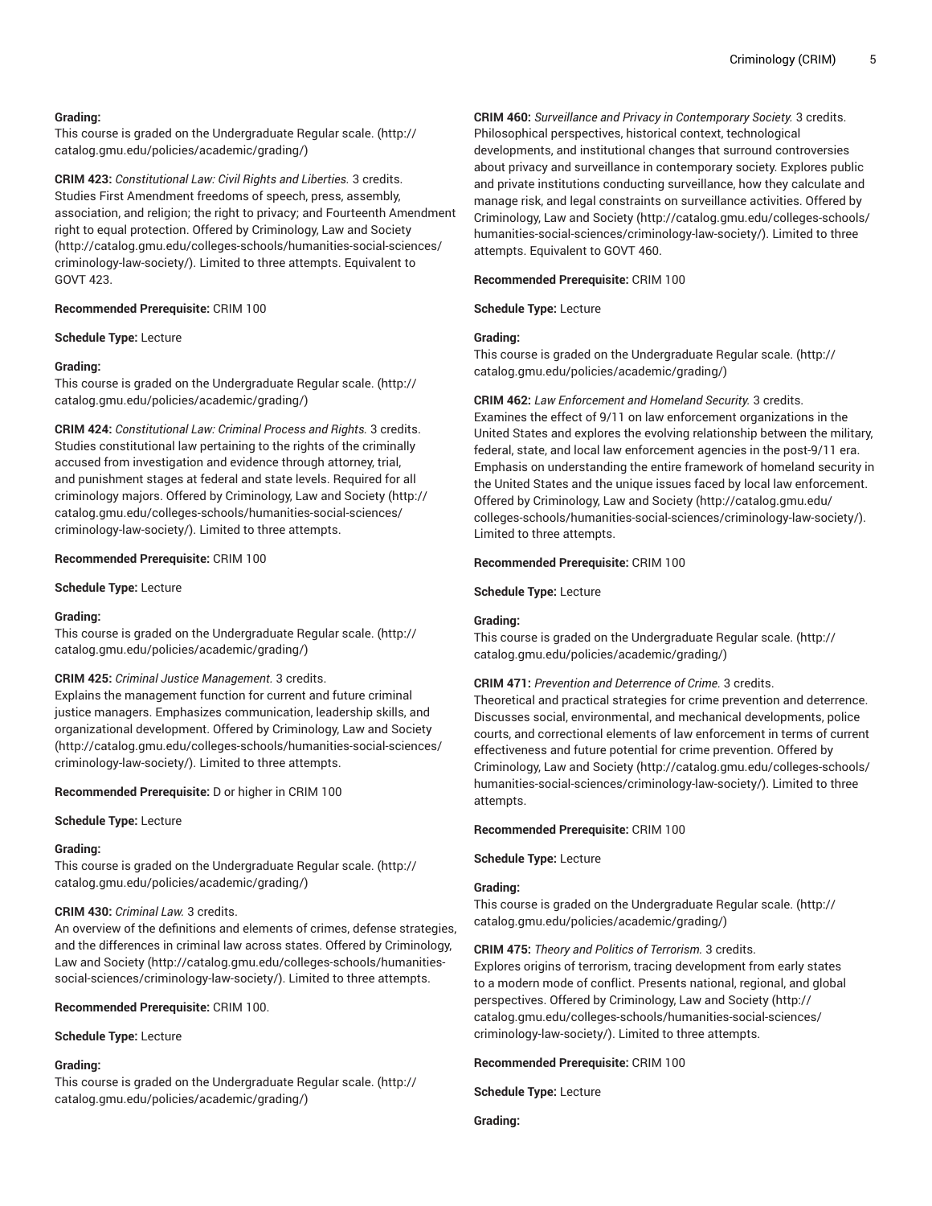**Grading:**
This course is graded on the Undergraduate Regular scale. (http://catalog.gmu.edu/policies/academic/grading/)

**CRIM 423:** *Constitutional Law: Civil Rights and Liberties.* 3 credits.
Studies First Amendment freedoms of speech, press, assembly, association, and religion; the right to privacy; and Fourteenth Amendment right to equal protection. Offered by Criminology, Law and Society (http://catalog.gmu.edu/colleges-schools/humanities-social-sciences/criminology-law-society/). Limited to three attempts. Equivalent to GOVT 423.

**Recommended Prerequisite:** CRIM 100

**Schedule Type:** Lecture

**Grading:**
This course is graded on the Undergraduate Regular scale. (http://catalog.gmu.edu/policies/academic/grading/)

**CRIM 424:** *Constitutional Law: Criminal Process and Rights.* 3 credits.
Studies constitutional law pertaining to the rights of the criminally accused from investigation and evidence through attorney, trial, and punishment stages at federal and state levels. Required for all criminology majors. Offered by Criminology, Law and Society (http://catalog.gmu.edu/colleges-schools/humanities-social-sciences/criminology-law-society/). Limited to three attempts.

**Recommended Prerequisite:** CRIM 100

**Schedule Type:** Lecture

**Grading:**
This course is graded on the Undergraduate Regular scale. (http://catalog.gmu.edu/policies/academic/grading/)

**CRIM 425:** *Criminal Justice Management.* 3 credits.
Explains the management function for current and future criminal justice managers. Emphasizes communication, leadership skills, and organizational development. Offered by Criminology, Law and Society (http://catalog.gmu.edu/colleges-schools/humanities-social-sciences/criminology-law-society/). Limited to three attempts.

**Recommended Prerequisite:** D or higher in CRIM 100

**Schedule Type:** Lecture

**Grading:**
This course is graded on the Undergraduate Regular scale. (http://catalog.gmu.edu/policies/academic/grading/)

**CRIM 430:** *Criminal Law.* 3 credits.
An overview of the definitions and elements of crimes, defense strategies, and the differences in criminal law across states. Offered by Criminology, Law and Society (http://catalog.gmu.edu/colleges-schools/humanities-social-sciences/criminology-law-society/). Limited to three attempts.

**Recommended Prerequisite:** CRIM 100.

**Schedule Type:** Lecture

**Grading:**
This course is graded on the Undergraduate Regular scale. (http://catalog.gmu.edu/policies/academic/grading/)

**CRIM 460:** *Surveillance and Privacy in Contemporary Society.* 3 credits.
Philosophical perspectives, historical context, technological developments, and institutional changes that surround controversies about privacy and surveillance in contemporary society. Explores public and private institutions conducting surveillance, how they calculate and manage risk, and legal constraints on surveillance activities. Offered by Criminology, Law and Society (http://catalog.gmu.edu/colleges-schools/humanities-social-sciences/criminology-law-society/). Limited to three attempts. Equivalent to GOVT 460.

**Recommended Prerequisite:** CRIM 100

**Schedule Type:** Lecture

**Grading:**
This course is graded on the Undergraduate Regular scale. (http://catalog.gmu.edu/policies/academic/grading/)

**CRIM 462:** *Law Enforcement and Homeland Security.* 3 credits.
Examines the effect of 9/11 on law enforcement organizations in the United States and explores the evolving relationship between the military, federal, state, and local law enforcement agencies in the post-9/11 era. Emphasis on understanding the entire framework of homeland security in the United States and the unique issues faced by local law enforcement. Offered by Criminology, Law and Society (http://catalog.gmu.edu/colleges-schools/humanities-social-sciences/criminology-law-society/). Limited to three attempts.

**Recommended Prerequisite:** CRIM 100

**Schedule Type:** Lecture

**Grading:**
This course is graded on the Undergraduate Regular scale. (http://catalog.gmu.edu/policies/academic/grading/)

**CRIM 471:** *Prevention and Deterrence of Crime.* 3 credits.
Theoretical and practical strategies for crime prevention and deterrence. Discusses social, environmental, and mechanical developments, police courts, and correctional elements of law enforcement in terms of current effectiveness and future potential for crime prevention. Offered by Criminology, Law and Society (http://catalog.gmu.edu/colleges-schools/humanities-social-sciences/criminology-law-society/). Limited to three attempts.

**Recommended Prerequisite:** CRIM 100

**Schedule Type:** Lecture

**Grading:**
This course is graded on the Undergraduate Regular scale. (http://catalog.gmu.edu/policies/academic/grading/)

**CRIM 475:** *Theory and Politics of Terrorism.* 3 credits.
Explores origins of terrorism, tracing development from early states to a modern mode of conflict. Presents national, regional, and global perspectives. Offered by Criminology, Law and Society (http://catalog.gmu.edu/colleges-schools/humanities-social-sciences/criminology-law-society/). Limited to three attempts.

**Recommended Prerequisite:** CRIM 100

**Schedule Type:** Lecture

**Grading:**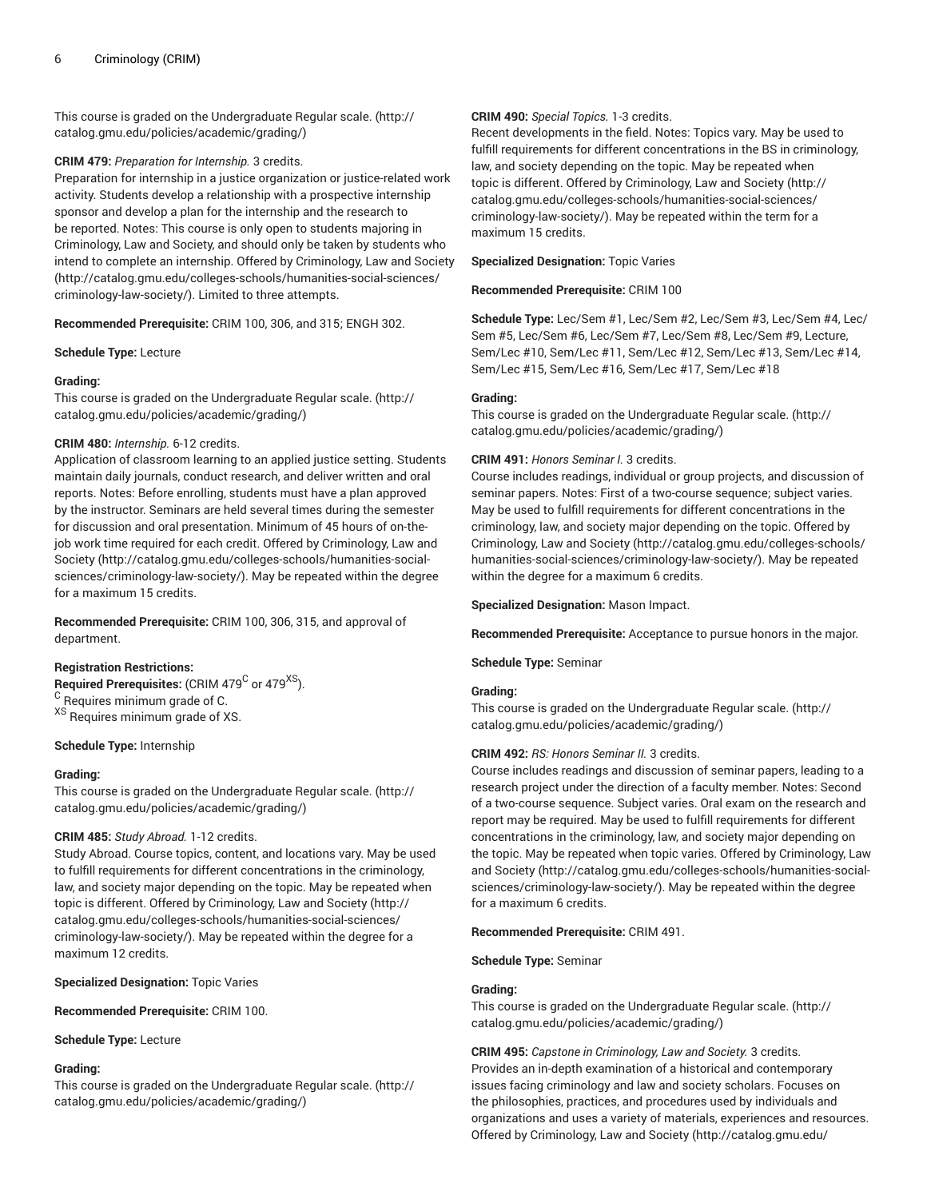This course is graded on the Undergraduate Regular scale. (http://catalog.gmu.edu/policies/academic/grading/)

**CRIM 479:** *Preparation for Internship.* 3 credits.
Preparation for internship in a justice organization or justice-related work activity. Students develop a relationship with a prospective internship sponsor and develop a plan for the internship and the research to be reported. Notes: This course is only open to students majoring in Criminology, Law and Society, and should only be taken by students who intend to complete an internship. Offered by Criminology, Law and Society (http://catalog.gmu.edu/colleges-schools/humanities-social-sciences/criminology-law-society/). Limited to three attempts.

**Recommended Prerequisite:** CRIM 100, 306, and 315; ENGH 302.

**Schedule Type:** Lecture

**Grading:**
This course is graded on the Undergraduate Regular scale. (http://catalog.gmu.edu/policies/academic/grading/)

**CRIM 480:** *Internship.* 6-12 credits.
Application of classroom learning to an applied justice setting. Students maintain daily journals, conduct research, and deliver written and oral reports. Notes: Before enrolling, students must have a plan approved by the instructor. Seminars are held several times during the semester for discussion and oral presentation. Minimum of 45 hours of on-the-job work time required for each credit. Offered by Criminology, Law and Society (http://catalog.gmu.edu/colleges-schools/humanities-social-sciences/criminology-law-society/). May be repeated within the degree for a maximum 15 credits.

**Recommended Prerequisite:** CRIM 100, 306, 315, and approval of department.

**Registration Restrictions:**
**Required Prerequisites:** (CRIM 479[C] or 479[XS]).
[C] Requires minimum grade of C.
[XS] Requires minimum grade of XS.

**Schedule Type:** Internship

**Grading:**
This course is graded on the Undergraduate Regular scale. (http://catalog.gmu.edu/policies/academic/grading/)

**CRIM 485:** *Study Abroad.* 1-12 credits.
Study Abroad. Course topics, content, and locations vary. May be used to fulfill requirements for different concentrations in the criminology, law, and society major depending on the topic. May be repeated when topic is different. Offered by Criminology, Law and Society (http://catalog.gmu.edu/colleges-schools/humanities-social-sciences/criminology-law-society/). May be repeated within the degree for a maximum 12 credits.

**Specialized Designation:** Topic Varies

**Recommended Prerequisite:** CRIM 100.

**Schedule Type:** Lecture

**Grading:**
This course is graded on the Undergraduate Regular scale. (http://catalog.gmu.edu/policies/academic/grading/)

**CRIM 490:** *Special Topics.* 1-3 credits.
Recent developments in the field. Notes: Topics vary. May be used to fulfill requirements for different concentrations in the BS in criminology, law, and society depending on the topic. May be repeated when topic is different. Offered by Criminology, Law and Society (http://catalog.gmu.edu/colleges-schools/humanities-social-sciences/criminology-law-society/). May be repeated within the term for a maximum 15 credits.

**Specialized Designation:** Topic Varies

**Recommended Prerequisite:** CRIM 100

**Schedule Type:** Lec/Sem #1, Lec/Sem #2, Lec/Sem #3, Lec/Sem #4, Lec/Sem #5, Lec/Sem #6, Lec/Sem #7, Lec/Sem #8, Lec/Sem #9, Lecture, Sem/Lec #10, Sem/Lec #11, Sem/Lec #12, Sem/Lec #13, Sem/Lec #14, Sem/Lec #15, Sem/Lec #16, Sem/Lec #17, Sem/Lec #18

**Grading:**
This course is graded on the Undergraduate Regular scale. (http://catalog.gmu.edu/policies/academic/grading/)

**CRIM 491:** *Honors Seminar I.* 3 credits.
Course includes readings, individual or group projects, and discussion of seminar papers. Notes: First of a two-course sequence; subject varies. May be used to fulfill requirements for different concentrations in the criminology, law, and society major depending on the topic. Offered by Criminology, Law and Society (http://catalog.gmu.edu/colleges-schools/humanities-social-sciences/criminology-law-society/). May be repeated within the degree for a maximum 6 credits.

**Specialized Designation:** Mason Impact.

**Recommended Prerequisite:** Acceptance to pursue honors in the major.

**Schedule Type:** Seminar

**Grading:**
This course is graded on the Undergraduate Regular scale. (http://catalog.gmu.edu/policies/academic/grading/)

**CRIM 492:** *RS: Honors Seminar II.* 3 credits.
Course includes readings and discussion of seminar papers, leading to a research project under the direction of a faculty member. Notes: Second of a two-course sequence. Subject varies. Oral exam on the research and report may be required. May be used to fulfill requirements for different concentrations in the criminology, law, and society major depending on the topic. May be repeated when topic varies. Offered by Criminology, Law and Society (http://catalog.gmu.edu/colleges-schools/humanities-social-sciences/criminology-law-society/). May be repeated within the degree for a maximum 6 credits.

**Recommended Prerequisite:** CRIM 491.

**Schedule Type:** Seminar

**Grading:**
This course is graded on the Undergraduate Regular scale. (http://catalog.gmu.edu/policies/academic/grading/)

**CRIM 495:** *Capstone in Criminology, Law and Society.* 3 credits.
Provides an in-depth examination of a historical and contemporary issues facing criminology and law and society scholars. Focuses on the philosophies, practices, and procedures used by individuals and organizations and uses a variety of materials, experiences and resources. Offered by Criminology, Law and Society (http://catalog.gmu.edu/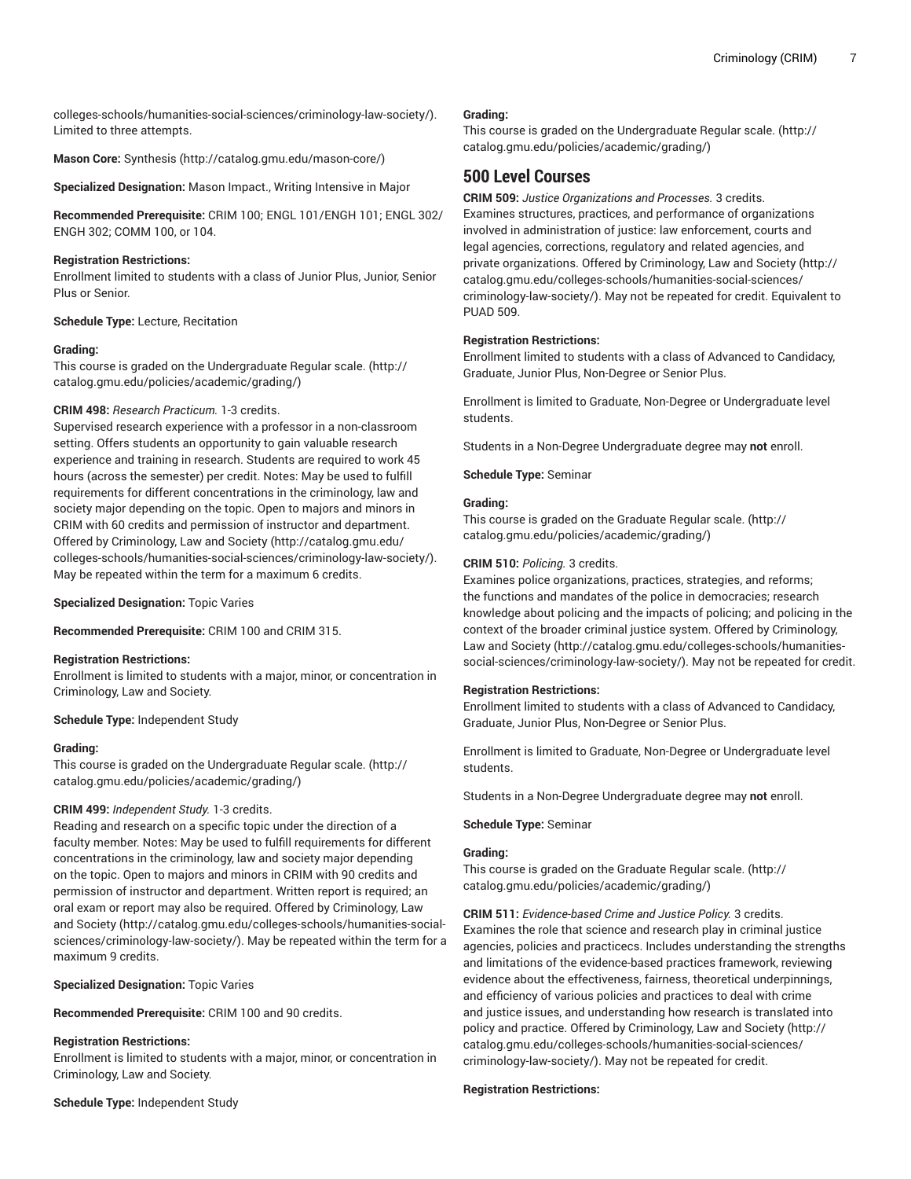colleges-schools/humanities-social-sciences/criminology-law-society/). Limited to three attempts.

**Mason Core:** Synthesis (http://catalog.gmu.edu/mason-core/)

**Specialized Designation:** Mason Impact., Writing Intensive in Major

**Recommended Prerequisite:** CRIM 100; ENGL 101/ENGH 101; ENGL 302/ENGH 302; COMM 100, or 104.

**Registration Restrictions:**
Enrollment limited to students with a class of Junior Plus, Junior, Senior Plus or Senior.

**Schedule Type:** Lecture, Recitation

**Grading:**
This course is graded on the Undergraduate Regular scale. (http://catalog.gmu.edu/policies/academic/grading/)

**CRIM 498:** *Research Practicum.* 1-3 credits.
Supervised research experience with a professor in a non-classroom setting. Offers students an opportunity to gain valuable research experience and training in research. Students are required to work 45 hours (across the semester) per credit. Notes: May be used to fulfill requirements for different concentrations in the criminology, law and society major depending on the topic. Open to majors and minors in CRIM with 60 credits and permission of instructor and department. Offered by Criminology, Law and Society (http://catalog.gmu.edu/colleges-schools/humanities-social-sciences/criminology-law-society/). May be repeated within the term for a maximum 6 credits.

**Specialized Designation:** Topic Varies

**Recommended Prerequisite:** CRIM 100 and CRIM 315.

**Registration Restrictions:**
Enrollment is limited to students with a major, minor, or concentration in Criminology, Law and Society.

**Schedule Type:** Independent Study

**Grading:**
This course is graded on the Undergraduate Regular scale. (http://catalog.gmu.edu/policies/academic/grading/)

**CRIM 499:** *Independent Study.* 1-3 credits.
Reading and research on a specific topic under the direction of a faculty member. Notes: May be used to fulfill requirements for different concentrations in the criminology, law and society major depending on the topic. Open to majors and minors in CRIM with 90 credits and permission of instructor and department. Written report is required; an oral exam or report may also be required. Offered by Criminology, Law and Society (http://catalog.gmu.edu/colleges-schools/humanities-social-sciences/criminology-law-society/). May be repeated within the term for a maximum 9 credits.

**Specialized Designation:** Topic Varies

**Recommended Prerequisite:** CRIM 100 and 90 credits.

**Registration Restrictions:**
Enrollment is limited to students with a major, minor, or concentration in Criminology, Law and Society.

**Schedule Type:** Independent Study

**Grading:**
This course is graded on the Undergraduate Regular scale. (http://catalog.gmu.edu/policies/academic/grading/)

## 500 Level Courses

**CRIM 509:** *Justice Organizations and Processes.* 3 credits.
Examines structures, practices, and performance of organizations involved in administration of justice: law enforcement, courts and legal agencies, corrections, regulatory and related agencies, and private organizations. Offered by Criminology, Law and Society (http://catalog.gmu.edu/colleges-schools/humanities-social-sciences/criminology-law-society/). May not be repeated for credit. Equivalent to PUAD 509.

**Registration Restrictions:**
Enrollment limited to students with a class of Advanced to Candidacy, Graduate, Junior Plus, Non-Degree or Senior Plus.

Enrollment is limited to Graduate, Non-Degree or Undergraduate level students.

Students in a Non-Degree Undergraduate degree may **not** enroll.

**Schedule Type:** Seminar

**Grading:**
This course is graded on the Graduate Regular scale. (http://catalog.gmu.edu/policies/academic/grading/)

**CRIM 510:** *Policing.* 3 credits.
Examines police organizations, practices, strategies, and reforms; the functions and mandates of the police in democracies; research knowledge about policing and the impacts of policing; and policing in the context of the broader criminal justice system. Offered by Criminology, Law and Society (http://catalog.gmu.edu/colleges-schools/humanities-social-sciences/criminology-law-society/). May not be repeated for credit.

**Registration Restrictions:**
Enrollment limited to students with a class of Advanced to Candidacy, Graduate, Junior Plus, Non-Degree or Senior Plus.

Enrollment is limited to Graduate, Non-Degree or Undergraduate level students.

Students in a Non-Degree Undergraduate degree may **not** enroll.

**Schedule Type:** Seminar

**Grading:**
This course is graded on the Graduate Regular scale. (http://catalog.gmu.edu/policies/academic/grading/)

**CRIM 511:** *Evidence-based Crime and Justice Policy.* 3 credits.
Examines the role that science and research play in criminal justice agencies, policies and practicecs. Includes understanding the strengths and limitations of the evidence-based practices framework, reviewing evidence about the effectiveness, fairness, theoretical underpinnings, and efficiency of various policies and practices to deal with crime and justice issues, and understanding how research is translated into policy and practice. Offered by Criminology, Law and Society (http://catalog.gmu.edu/colleges-schools/humanities-social-sciences/criminology-law-society/). May not be repeated for credit.

**Registration Restrictions:**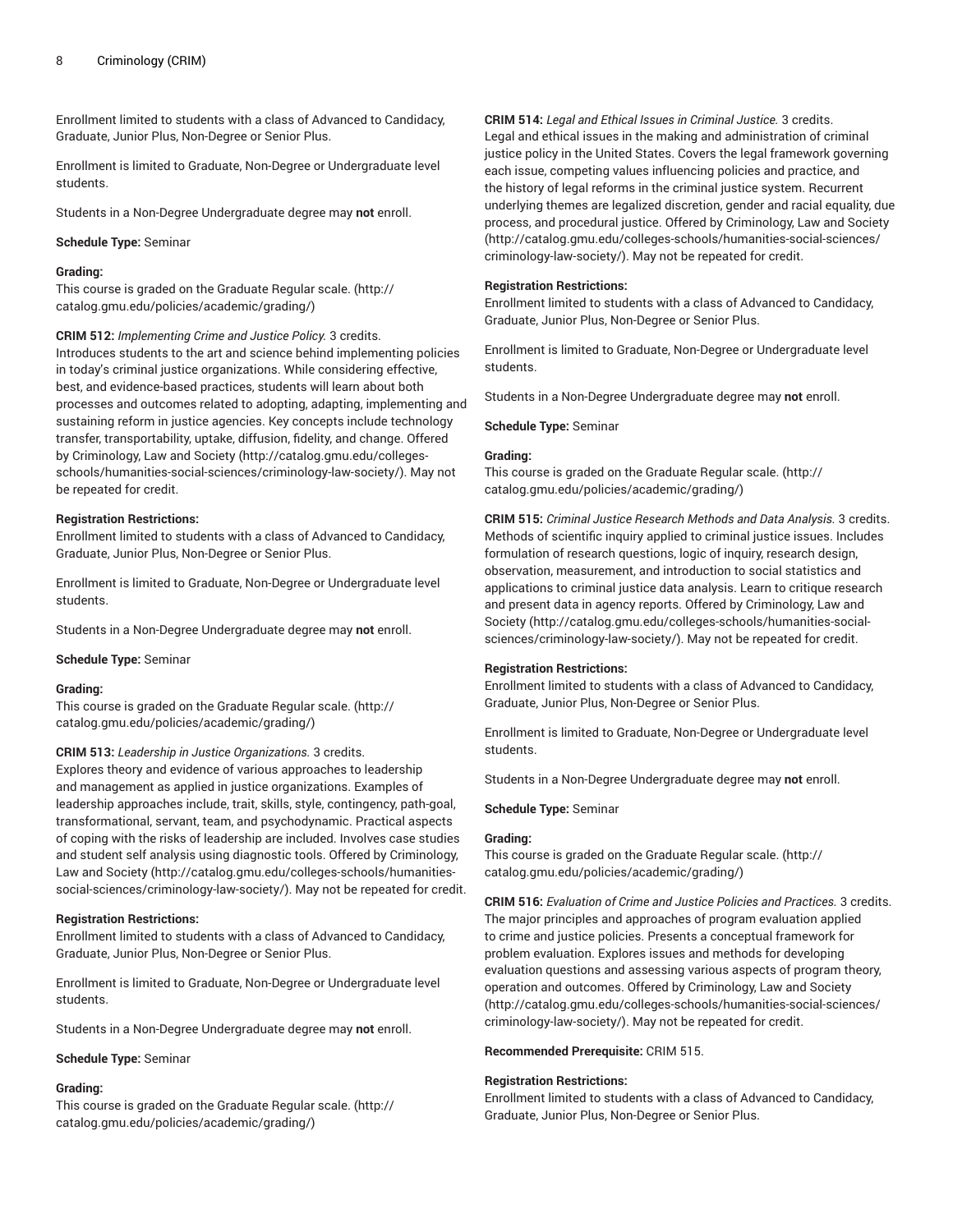Enrollment limited to students with a class of Advanced to Candidacy, Graduate, Junior Plus, Non-Degree or Senior Plus.

Enrollment is limited to Graduate, Non-Degree or Undergraduate level students.

Students in a Non-Degree Undergraduate degree may **not** enroll.

**Schedule Type:** Seminar

**Grading:**
This course is graded on the Graduate Regular scale. (http://catalog.gmu.edu/policies/academic/grading/)

**CRIM 512:** *Implementing Crime and Justice Policy.* 3 credits.
Introduces students to the art and science behind implementing policies in today's criminal justice organizations. While considering effective, best, and evidence-based practices, students will learn about both processes and outcomes related to adopting, adapting, implementing and sustaining reform in justice agencies. Key concepts include technology transfer, transportability, uptake, diffusion, fidelity, and change. Offered by Criminology, Law and Society (http://catalog.gmu.edu/colleges-schools/humanities-social-sciences/criminology-law-society/). May not be repeated for credit.

**Registration Restrictions:**
Enrollment limited to students with a class of Advanced to Candidacy, Graduate, Junior Plus, Non-Degree or Senior Plus.

Enrollment is limited to Graduate, Non-Degree or Undergraduate level students.

Students in a Non-Degree Undergraduate degree may **not** enroll.

**Schedule Type:** Seminar

**Grading:**
This course is graded on the Graduate Regular scale. (http://catalog.gmu.edu/policies/academic/grading/)

**CRIM 513:** *Leadership in Justice Organizations.* 3 credits.
Explores theory and evidence of various approaches to leadership and management as applied in justice organizations. Examples of leadership approaches include, trait, skills, style, contingency, path-goal, transformational, servant, team, and psychodynamic. Practical aspects of coping with the risks of leadership are included. Involves case studies and student self analysis using diagnostic tools. Offered by Criminology, Law and Society (http://catalog.gmu.edu/colleges-schools/humanities-social-sciences/criminology-law-society/). May not be repeated for credit.

**Registration Restrictions:**
Enrollment limited to students with a class of Advanced to Candidacy, Graduate, Junior Plus, Non-Degree or Senior Plus.

Enrollment is limited to Graduate, Non-Degree or Undergraduate level students.

Students in a Non-Degree Undergraduate degree may **not** enroll.

**Schedule Type:** Seminar

**Grading:**
This course is graded on the Graduate Regular scale. (http://catalog.gmu.edu/policies/academic/grading/)

**CRIM 514:** *Legal and Ethical Issues in Criminal Justice.* 3 credits.
Legal and ethical issues in the making and administration of criminal justice policy in the United States. Covers the legal framework governing each issue, competing values influencing policies and practice, and the history of legal reforms in the criminal justice system. Recurrent underlying themes are legalized discretion, gender and racial equality, due process, and procedural justice. Offered by Criminology, Law and Society (http://catalog.gmu.edu/colleges-schools/humanities-social-sciences/criminology-law-society/). May not be repeated for credit.

**Registration Restrictions:**
Enrollment limited to students with a class of Advanced to Candidacy, Graduate, Junior Plus, Non-Degree or Senior Plus.

Enrollment is limited to Graduate, Non-Degree or Undergraduate level students.

Students in a Non-Degree Undergraduate degree may **not** enroll.

**Schedule Type:** Seminar

**Grading:**
This course is graded on the Graduate Regular scale. (http://catalog.gmu.edu/policies/academic/grading/)

**CRIM 515:** *Criminal Justice Research Methods and Data Analysis.* 3 credits.
Methods of scientific inquiry applied to criminal justice issues. Includes formulation of research questions, logic of inquiry, research design, observation, measurement, and introduction to social statistics and applications to criminal justice data analysis. Learn to critique research and present data in agency reports. Offered by Criminology, Law and Society (http://catalog.gmu.edu/colleges-schools/humanities-social-sciences/criminology-law-society/). May not be repeated for credit.

**Registration Restrictions:**
Enrollment limited to students with a class of Advanced to Candidacy, Graduate, Junior Plus, Non-Degree or Senior Plus.

Enrollment is limited to Graduate, Non-Degree or Undergraduate level students.

Students in a Non-Degree Undergraduate degree may **not** enroll.

**Schedule Type:** Seminar

**Grading:**
This course is graded on the Graduate Regular scale. (http://catalog.gmu.edu/policies/academic/grading/)

**CRIM 516:** *Evaluation of Crime and Justice Policies and Practices.* 3 credits.
The major principles and approaches of program evaluation applied to crime and justice policies. Presents a conceptual framework for problem evaluation. Explores issues and methods for developing evaluation questions and assessing various aspects of program theory, operation and outcomes. Offered by Criminology, Law and Society (http://catalog.gmu.edu/colleges-schools/humanities-social-sciences/criminology-law-society/). May not be repeated for credit.

**Recommended Prerequisite:** CRIM 515.

**Registration Restrictions:**
Enrollment limited to students with a class of Advanced to Candidacy, Graduate, Junior Plus, Non-Degree or Senior Plus.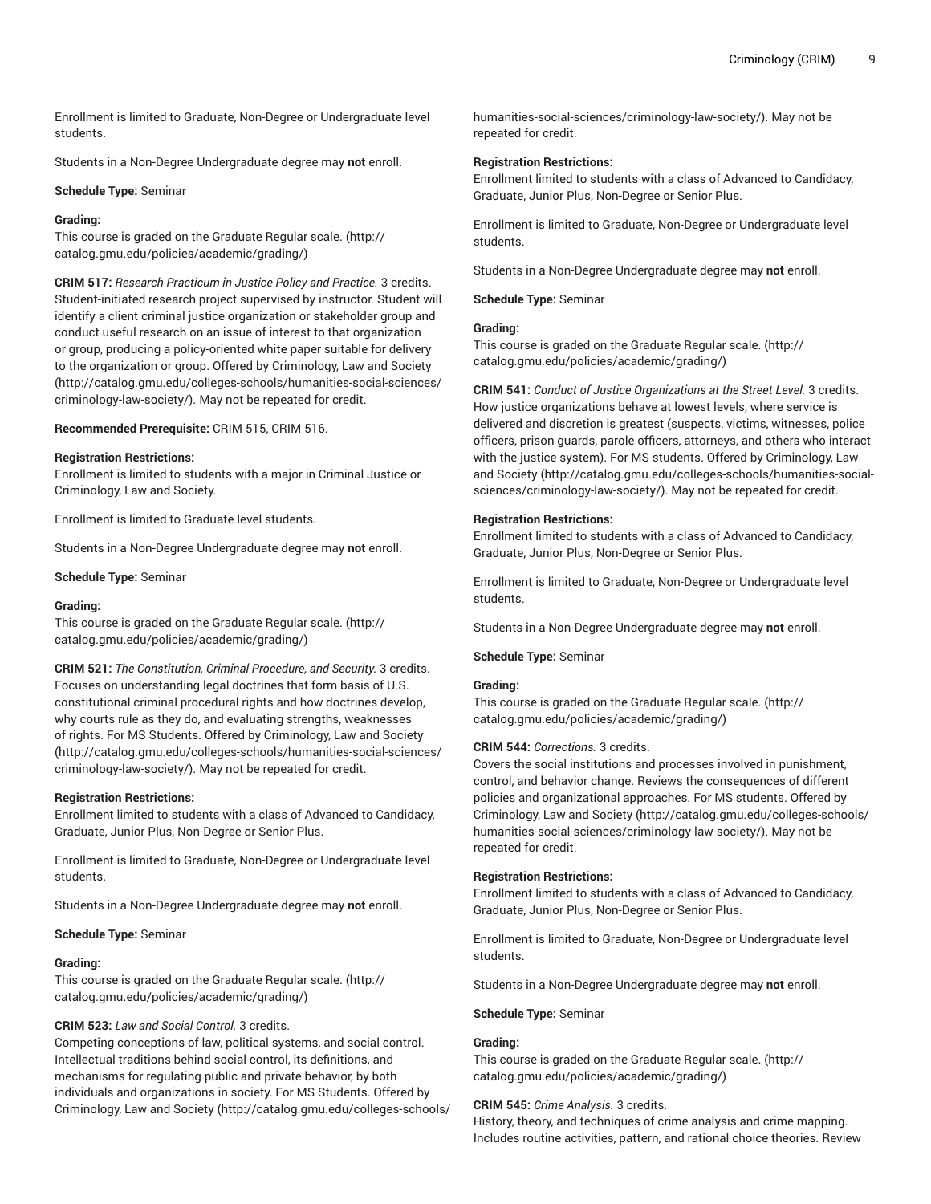Enrollment is limited to Graduate, Non-Degree or Undergraduate level students.

Students in a Non-Degree Undergraduate degree may **not** enroll.

**Schedule Type:** Seminar

**Grading:**
This course is graded on the Graduate Regular scale. (http://catalog.gmu.edu/policies/academic/grading/)

**CRIM 517:** *Research Practicum in Justice Policy and Practice.* 3 credits.
Student-initiated research project supervised by instructor. Student will identify a client criminal justice organization or stakeholder group and conduct useful research on an issue of interest to that organization or group, producing a policy-oriented white paper suitable for delivery to the organization or group. Offered by Criminology, Law and Society (http://catalog.gmu.edu/colleges-schools/humanities-social-sciences/criminology-law-society/). May not be repeated for credit.

**Recommended Prerequisite:** CRIM 515, CRIM 516.

**Registration Restrictions:**
Enrollment is limited to students with a major in Criminal Justice or Criminology, Law and Society.

Enrollment is limited to Graduate level students.

Students in a Non-Degree Undergraduate degree may **not** enroll.

**Schedule Type:** Seminar

**Grading:**
This course is graded on the Graduate Regular scale. (http://catalog.gmu.edu/policies/academic/grading/)

**CRIM 521:** *The Constitution, Criminal Procedure, and Security.* 3 credits.
Focuses on understanding legal doctrines that form basis of U.S. constitutional criminal procedural rights and how doctrines develop, why courts rule as they do, and evaluating strengths, weaknesses of rights. For MS Students. Offered by Criminology, Law and Society (http://catalog.gmu.edu/colleges-schools/humanities-social-sciences/criminology-law-society/). May not be repeated for credit.

**Registration Restrictions:**
Enrollment limited to students with a class of Advanced to Candidacy, Graduate, Junior Plus, Non-Degree or Senior Plus.

Enrollment is limited to Graduate, Non-Degree or Undergraduate level students.

Students in a Non-Degree Undergraduate degree may **not** enroll.

**Schedule Type:** Seminar

**Grading:**
This course is graded on the Graduate Regular scale. (http://catalog.gmu.edu/policies/academic/grading/)

**CRIM 523:** *Law and Social Control.* 3 credits.
Competing conceptions of law, political systems, and social control. Intellectual traditions behind social control, its definitions, and mechanisms for regulating public and private behavior, by both individuals and organizations in society. For MS Students. Offered by Criminology, Law and Society (http://catalog.gmu.edu/colleges-schools/humanities-social-sciences/criminology-law-society/). May not be repeated for credit.

**Registration Restrictions:**
Enrollment limited to students with a class of Advanced to Candidacy, Graduate, Junior Plus, Non-Degree or Senior Plus.

Enrollment is limited to Graduate, Non-Degree or Undergraduate level students.

Students in a Non-Degree Undergraduate degree may **not** enroll.

**Schedule Type:** Seminar

**Grading:**
This course is graded on the Graduate Regular scale. (http://catalog.gmu.edu/policies/academic/grading/)

**CRIM 541:** *Conduct of Justice Organizations at the Street Level.* 3 credits.
How justice organizations behave at lowest levels, where service is delivered and discretion is greatest (suspects, victims, witnesses, police officers, prison guards, parole officers, attorneys, and others who interact with the justice system). For MS students. Offered by Criminology, Law and Society (http://catalog.gmu.edu/colleges-schools/humanities-social-sciences/criminology-law-society/). May not be repeated for credit.

**Registration Restrictions:**
Enrollment limited to students with a class of Advanced to Candidacy, Graduate, Junior Plus, Non-Degree or Senior Plus.

Enrollment is limited to Graduate, Non-Degree or Undergraduate level students.

Students in a Non-Degree Undergraduate degree may **not** enroll.

**Schedule Type:** Seminar

**Grading:**
This course is graded on the Graduate Regular scale. (http://catalog.gmu.edu/policies/academic/grading/)

**CRIM 544:** *Corrections.* 3 credits.
Covers the social institutions and processes involved in punishment, control, and behavior change. Reviews the consequences of different policies and organizational approaches. For MS students. Offered by Criminology, Law and Society (http://catalog.gmu.edu/colleges-schools/humanities-social-sciences/criminology-law-society/). May not be repeated for credit.

**Registration Restrictions:**
Enrollment limited to students with a class of Advanced to Candidacy, Graduate, Junior Plus, Non-Degree or Senior Plus.

Enrollment is limited to Graduate, Non-Degree or Undergraduate level students.

Students in a Non-Degree Undergraduate degree may **not** enroll.

**Schedule Type:** Seminar

**Grading:**
This course is graded on the Graduate Regular scale. (http://catalog.gmu.edu/policies/academic/grading/)

**CRIM 545:** *Crime Analysis.* 3 credits.
History, theory, and techniques of crime analysis and crime mapping. Includes routine activities, pattern, and rational choice theories. Review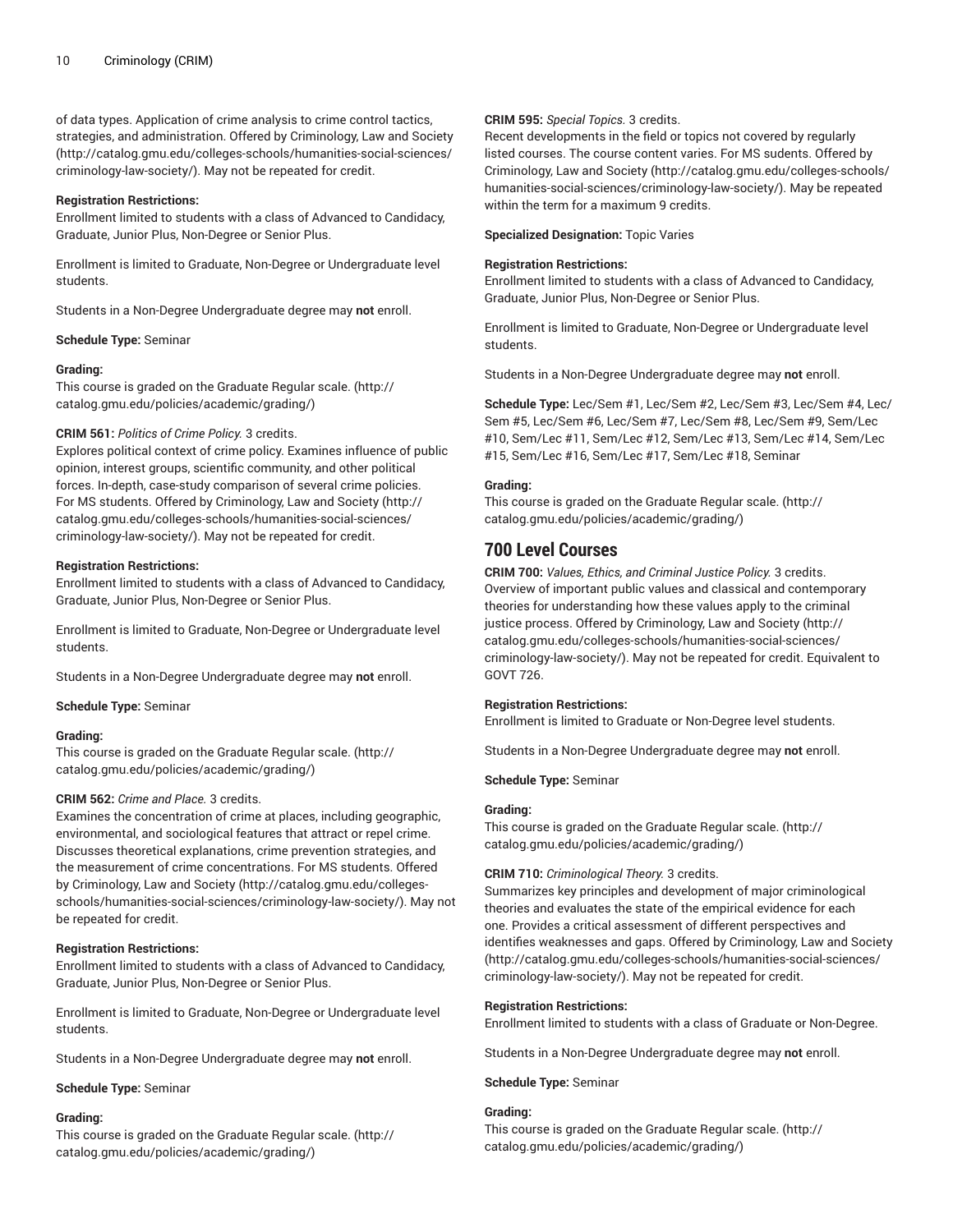of data types. Application of crime analysis to crime control tactics, strategies, and administration. Offered by Criminology, Law and Society (http://catalog.gmu.edu/colleges-schools/humanities-social-sciences/criminology-law-society/). May not be repeated for credit.

**Registration Restrictions:**

Enrollment limited to students with a class of Advanced to Candidacy, Graduate, Junior Plus, Non-Degree or Senior Plus.

Enrollment is limited to Graduate, Non-Degree or Undergraduate level students.

Students in a Non-Degree Undergraduate degree may **not** enroll.

**Schedule Type:** Seminar

**Grading:**

This course is graded on the Graduate Regular scale. (http://catalog.gmu.edu/policies/academic/grading/)

**CRIM 561:** *Politics of Crime Policy.* 3 credits.

Explores political context of crime policy. Examines influence of public opinion, interest groups, scientific community, and other political forces. In-depth, case-study comparison of several crime policies. For MS students. Offered by Criminology, Law and Society (http://catalog.gmu.edu/colleges-schools/humanities-social-sciences/criminology-law-society/). May not be repeated for credit.

**Registration Restrictions:**

Enrollment limited to students with a class of Advanced to Candidacy, Graduate, Junior Plus, Non-Degree or Senior Plus.

Enrollment is limited to Graduate, Non-Degree or Undergraduate level students.

Students in a Non-Degree Undergraduate degree may **not** enroll.

**Schedule Type:** Seminar

**Grading:**

This course is graded on the Graduate Regular scale. (http://catalog.gmu.edu/policies/academic/grading/)

**CRIM 562:** *Crime and Place.* 3 credits.

Examines the concentration of crime at places, including geographic, environmental, and sociological features that attract or repel crime. Discusses theoretical explanations, crime prevention strategies, and the measurement of crime concentrations. For MS students. Offered by Criminology, Law and Society (http://catalog.gmu.edu/colleges-schools/humanities-social-sciences/criminology-law-society/). May not be repeated for credit.

**Registration Restrictions:**

Enrollment limited to students with a class of Advanced to Candidacy, Graduate, Junior Plus, Non-Degree or Senior Plus.

Enrollment is limited to Graduate, Non-Degree or Undergraduate level students.

Students in a Non-Degree Undergraduate degree may **not** enroll.

**Schedule Type:** Seminar

**Grading:**

This course is graded on the Graduate Regular scale. (http://catalog.gmu.edu/policies/academic/grading/)

**CRIM 595:** *Special Topics.* 3 credits.

Recent developments in the field or topics not covered by regularly listed courses. The course content varies. For MS sudents. Offered by Criminology, Law and Society (http://catalog.gmu.edu/colleges-schools/humanities-social-sciences/criminology-law-society/). May be repeated within the term for a maximum 9 credits.

**Specialized Designation:** Topic Varies

**Registration Restrictions:**

Enrollment limited to students with a class of Advanced to Candidacy, Graduate, Junior Plus, Non-Degree or Senior Plus.

Enrollment is limited to Graduate, Non-Degree or Undergraduate level students.

Students in a Non-Degree Undergraduate degree may **not** enroll.

**Schedule Type:** Lec/Sem #1, Lec/Sem #2, Lec/Sem #3, Lec/Sem #4, Lec/Sem #5, Lec/Sem #6, Lec/Sem #7, Lec/Sem #8, Lec/Sem #9, Sem/Lec #10, Sem/Lec #11, Sem/Lec #12, Sem/Lec #13, Sem/Lec #14, Sem/Lec #15, Sem/Lec #16, Sem/Lec #17, Sem/Lec #18, Seminar

**Grading:**

This course is graded on the Graduate Regular scale. (http://catalog.gmu.edu/policies/academic/grading/)

## 700 Level Courses

**CRIM 700:** *Values, Ethics, and Criminal Justice Policy.* 3 credits.

Overview of important public values and classical and contemporary theories for understanding how these values apply to the criminal justice process. Offered by Criminology, Law and Society (http://catalog.gmu.edu/colleges-schools/humanities-social-sciences/criminology-law-society/). May not be repeated for credit. Equivalent to GOVT 726.

**Registration Restrictions:**

Enrollment is limited to Graduate or Non-Degree level students.

Students in a Non-Degree Undergraduate degree may **not** enroll.

**Schedule Type:** Seminar

**Grading:**

This course is graded on the Graduate Regular scale. (http://catalog.gmu.edu/policies/academic/grading/)

**CRIM 710:** *Criminological Theory.* 3 credits.

Summarizes key principles and development of major criminological theories and evaluates the state of the empirical evidence for each one. Provides a critical assessment of different perspectives and identifies weaknesses and gaps. Offered by Criminology, Law and Society (http://catalog.gmu.edu/colleges-schools/humanities-social-sciences/criminology-law-society/). May not be repeated for credit.

**Registration Restrictions:**

Enrollment limited to students with a class of Graduate or Non-Degree.

Students in a Non-Degree Undergraduate degree may **not** enroll.

**Schedule Type:** Seminar

**Grading:**

This course is graded on the Graduate Regular scale. (http://catalog.gmu.edu/policies/academic/grading/)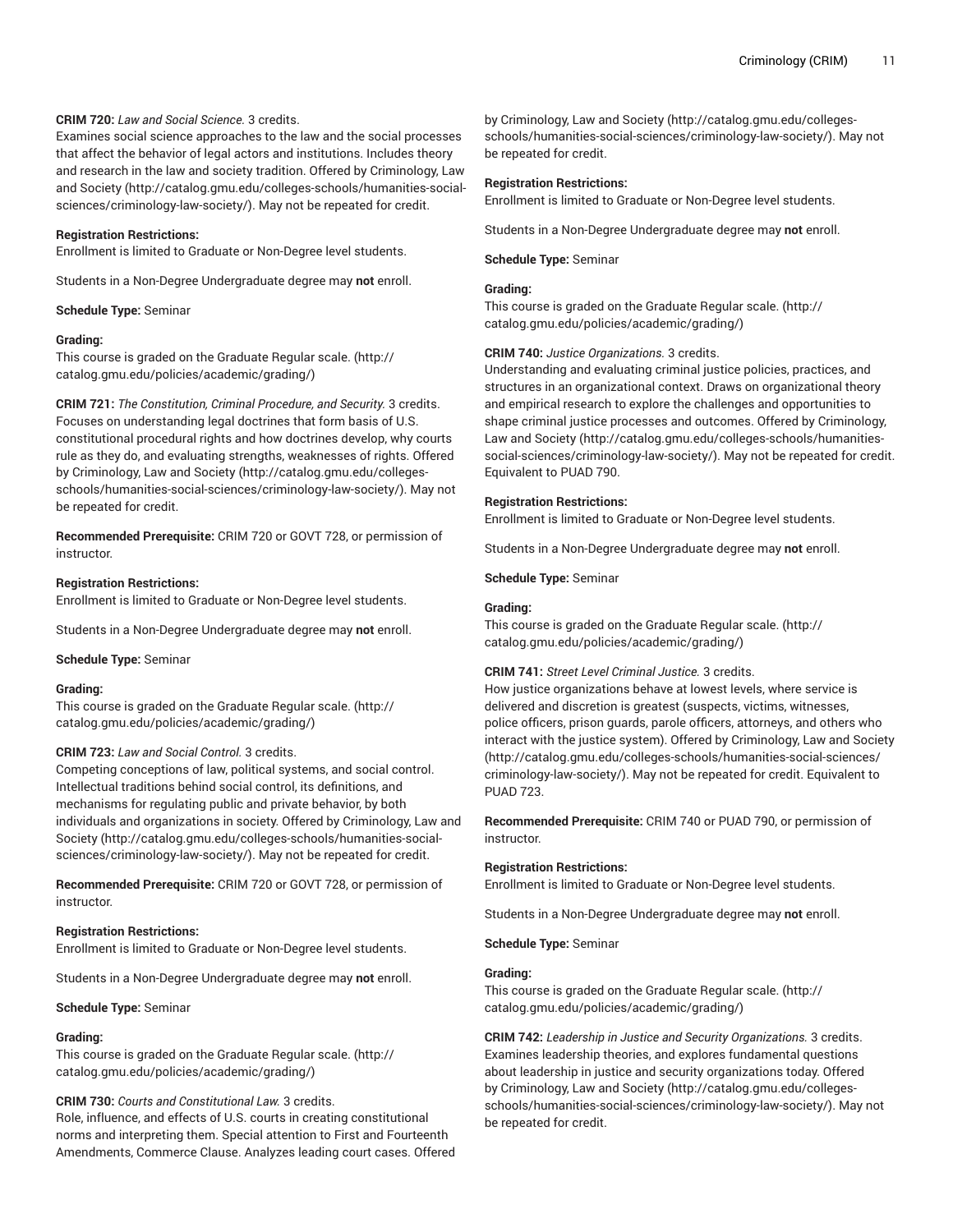**CRIM 720:** *Law and Social Science.* 3 credits.
Examines social science approaches to the law and the social processes that affect the behavior of legal actors and institutions. Includes theory and research in the law and society tradition. Offered by Criminology, Law and Society (http://catalog.gmu.edu/colleges-schools/humanities-social-sciences/criminology-law-society/). May not be repeated for credit.

**Registration Restrictions:**
Enrollment is limited to Graduate or Non-Degree level students.

Students in a Non-Degree Undergraduate degree may **not** enroll.

**Schedule Type:** Seminar

**Grading:**
This course is graded on the Graduate Regular scale. (http://catalog.gmu.edu/policies/academic/grading/)

**CRIM 721:** *The Constitution, Criminal Procedure, and Security.* 3 credits.
Focuses on understanding legal doctrines that form basis of U.S. constitutional procedural rights and how doctrines develop, why courts rule as they do, and evaluating strengths, weaknesses of rights. Offered by Criminology, Law and Society (http://catalog.gmu.edu/colleges-schools/humanities-social-sciences/criminology-law-society/). May not be repeated for credit.

**Recommended Prerequisite:** CRIM 720 or GOVT 728, or permission of instructor.

**Registration Restrictions:**
Enrollment is limited to Graduate or Non-Degree level students.

Students in a Non-Degree Undergraduate degree may **not** enroll.

**Schedule Type:** Seminar

**Grading:**
This course is graded on the Graduate Regular scale. (http://catalog.gmu.edu/policies/academic/grading/)

**CRIM 723:** *Law and Social Control.* 3 credits.
Competing conceptions of law, political systems, and social control. Intellectual traditions behind social control, its definitions, and mechanisms for regulating public and private behavior, by both individuals and organizations in society. Offered by Criminology, Law and Society (http://catalog.gmu.edu/colleges-schools/humanities-social-sciences/criminology-law-society/). May not be repeated for credit.

**Recommended Prerequisite:** CRIM 720 or GOVT 728, or permission of instructor.

**Registration Restrictions:**
Enrollment is limited to Graduate or Non-Degree level students.

Students in a Non-Degree Undergraduate degree may **not** enroll.

**Schedule Type:** Seminar

**Grading:**
This course is graded on the Graduate Regular scale. (http://catalog.gmu.edu/policies/academic/grading/)

**CRIM 730:** *Courts and Constitutional Law.* 3 credits.
Role, influence, and effects of U.S. courts in creating constitutional norms and interpreting them. Special attention to First and Fourteenth Amendments, Commerce Clause. Analyzes leading court cases. Offered by Criminology, Law and Society (http://catalog.gmu.edu/colleges-schools/humanities-social-sciences/criminology-law-society/). May not be repeated for credit.

**Registration Restrictions:**
Enrollment is limited to Graduate or Non-Degree level students.

Students in a Non-Degree Undergraduate degree may **not** enroll.

**Schedule Type:** Seminar

**Grading:**
This course is graded on the Graduate Regular scale. (http://catalog.gmu.edu/policies/academic/grading/)

**CRIM 740:** *Justice Organizations.* 3 credits.
Understanding and evaluating criminal justice policies, practices, and structures in an organizational context. Draws on organizational theory and empirical research to explore the challenges and opportunities to shape criminal justice processes and outcomes. Offered by Criminology, Law and Society (http://catalog.gmu.edu/colleges-schools/humanities-social-sciences/criminology-law-society/). May not be repeated for credit. Equivalent to PUAD 790.

**Registration Restrictions:**
Enrollment is limited to Graduate or Non-Degree level students.

Students in a Non-Degree Undergraduate degree may **not** enroll.

**Schedule Type:** Seminar

**Grading:**
This course is graded on the Graduate Regular scale. (http://catalog.gmu.edu/policies/academic/grading/)

**CRIM 741:** *Street Level Criminal Justice.* 3 credits.
How justice organizations behave at lowest levels, where service is delivered and discretion is greatest (suspects, victims, witnesses, police officers, prison guards, parole officers, attorneys, and others who interact with the justice system). Offered by Criminology, Law and Society (http://catalog.gmu.edu/colleges-schools/humanities-social-sciences/criminology-law-society/). May not be repeated for credit. Equivalent to PUAD 723.

**Recommended Prerequisite:** CRIM 740 or PUAD 790, or permission of instructor.

**Registration Restrictions:**
Enrollment is limited to Graduate or Non-Degree level students.

Students in a Non-Degree Undergraduate degree may **not** enroll.

**Schedule Type:** Seminar

**Grading:**
This course is graded on the Graduate Regular scale. (http://catalog.gmu.edu/policies/academic/grading/)

**CRIM 742:** *Leadership in Justice and Security Organizations.* 3 credits.
Examines leadership theories, and explores fundamental questions about leadership in justice and security organizations today. Offered by Criminology, Law and Society (http://catalog.gmu.edu/colleges-schools/humanities-social-sciences/criminology-law-society/). May not be repeated for credit.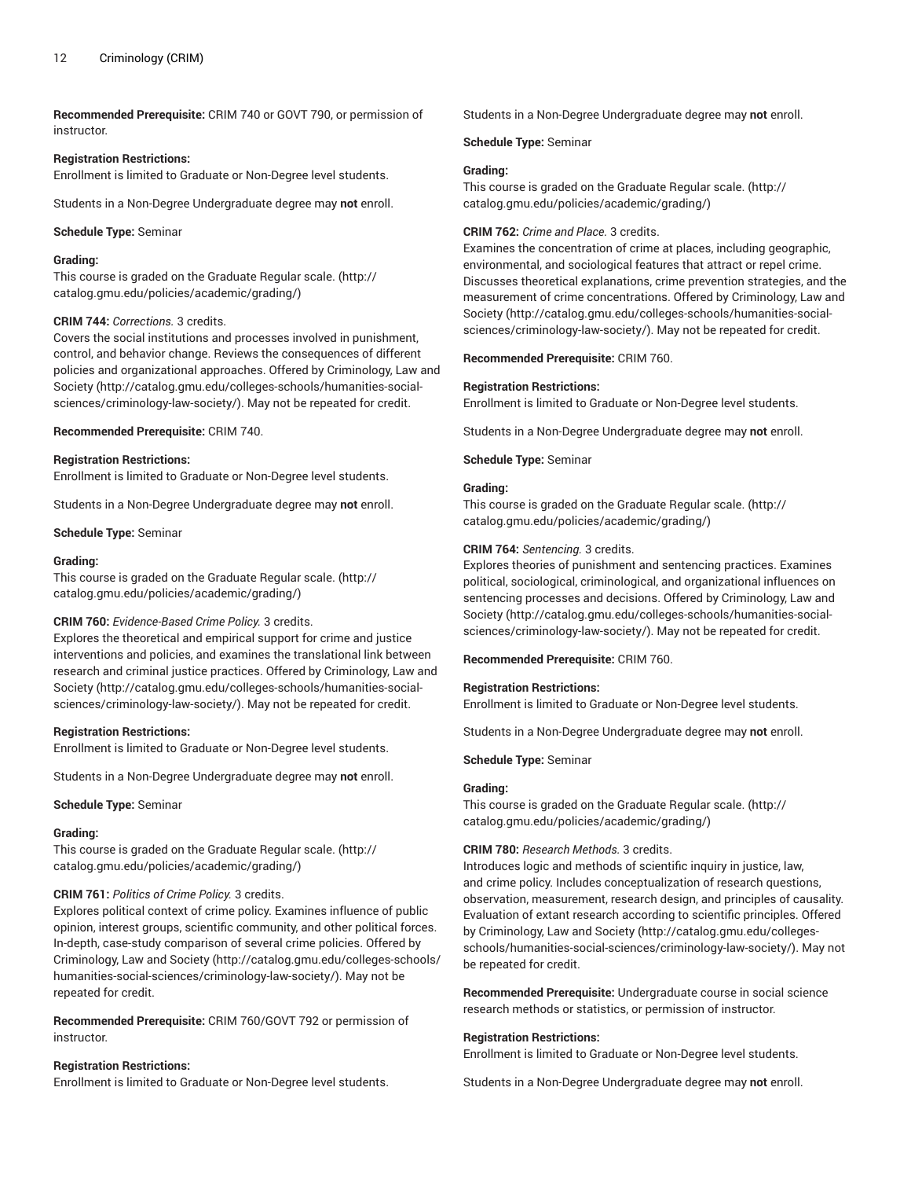**Recommended Prerequisite:** CRIM 740 or GOVT 790, or permission of instructor.

**Registration Restrictions:**
Enrollment is limited to Graduate or Non-Degree level students.

Students in a Non-Degree Undergraduate degree may **not** enroll.

**Schedule Type:** Seminar

**Grading:**
This course is graded on the Graduate Regular scale. (http://catalog.gmu.edu/policies/academic/grading/)

**CRIM 744:** *Corrections.* 3 credits.
Covers the social institutions and processes involved in punishment, control, and behavior change. Reviews the consequences of different policies and organizational approaches. Offered by Criminology, Law and Society (http://catalog.gmu.edu/colleges-schools/humanities-social-sciences/criminology-law-society/). May not be repeated for credit.

**Recommended Prerequisite:** CRIM 740.

**Registration Restrictions:**
Enrollment is limited to Graduate or Non-Degree level students.

Students in a Non-Degree Undergraduate degree may **not** enroll.

**Schedule Type:** Seminar

**Grading:**
This course is graded on the Graduate Regular scale. (http://catalog.gmu.edu/policies/academic/grading/)

**CRIM 760:** *Evidence-Based Crime Policy.* 3 credits.
Explores the theoretical and empirical support for crime and justice interventions and policies, and examines the translational link between research and criminal justice practices. Offered by Criminology, Law and Society (http://catalog.gmu.edu/colleges-schools/humanities-social-sciences/criminology-law-society/). May not be repeated for credit.

**Registration Restrictions:**
Enrollment is limited to Graduate or Non-Degree level students.

Students in a Non-Degree Undergraduate degree may **not** enroll.

**Schedule Type:** Seminar

**Grading:**
This course is graded on the Graduate Regular scale. (http://catalog.gmu.edu/policies/academic/grading/)

**CRIM 761:** *Politics of Crime Policy.* 3 credits.
Explores political context of crime policy. Examines influence of public opinion, interest groups, scientific community, and other political forces. In-depth, case-study comparison of several crime policies. Offered by Criminology, Law and Society (http://catalog.gmu.edu/colleges-schools/humanities-social-sciences/criminology-law-society/). May not be repeated for credit.

**Recommended Prerequisite:** CRIM 760/GOVT 792 or permission of instructor.

**Registration Restrictions:**
Enrollment is limited to Graduate or Non-Degree level students.

Students in a Non-Degree Undergraduate degree may **not** enroll.

**Schedule Type:** Seminar

**Grading:**
This course is graded on the Graduate Regular scale. (http://catalog.gmu.edu/policies/academic/grading/)

**CRIM 762:** *Crime and Place.* 3 credits.
Examines the concentration of crime at places, including geographic, environmental, and sociological features that attract or repel crime. Discusses theoretical explanations, crime prevention strategies, and the measurement of crime concentrations. Offered by Criminology, Law and Society (http://catalog.gmu.edu/colleges-schools/humanities-social-sciences/criminology-law-society/). May not be repeated for credit.

**Recommended Prerequisite:** CRIM 760.

**Registration Restrictions:**
Enrollment is limited to Graduate or Non-Degree level students.

Students in a Non-Degree Undergraduate degree may **not** enroll.

**Schedule Type:** Seminar

**Grading:**
This course is graded on the Graduate Regular scale. (http://catalog.gmu.edu/policies/academic/grading/)

**CRIM 764:** *Sentencing.* 3 credits.
Explores theories of punishment and sentencing practices. Examines political, sociological, criminological, and organizational influences on sentencing processes and decisions. Offered by Criminology, Law and Society (http://catalog.gmu.edu/colleges-schools/humanities-social-sciences/criminology-law-society/). May not be repeated for credit.

**Recommended Prerequisite:** CRIM 760.

**Registration Restrictions:**
Enrollment is limited to Graduate or Non-Degree level students.

Students in a Non-Degree Undergraduate degree may **not** enroll.

**Schedule Type:** Seminar

**Grading:**
This course is graded on the Graduate Regular scale. (http://catalog.gmu.edu/policies/academic/grading/)

**CRIM 780:** *Research Methods.* 3 credits.
Introduces logic and methods of scientific inquiry in justice, law, and crime policy. Includes conceptualization of research questions, observation, measurement, research design, and principles of causality. Evaluation of extant research according to scientific principles. Offered by Criminology, Law and Society (http://catalog.gmu.edu/colleges-schools/humanities-social-sciences/criminology-law-society/). May not be repeated for credit.

**Recommended Prerequisite:** Undergraduate course in social science research methods or statistics, or permission of instructor.

**Registration Restrictions:**
Enrollment is limited to Graduate or Non-Degree level students.

Students in a Non-Degree Undergraduate degree may **not** enroll.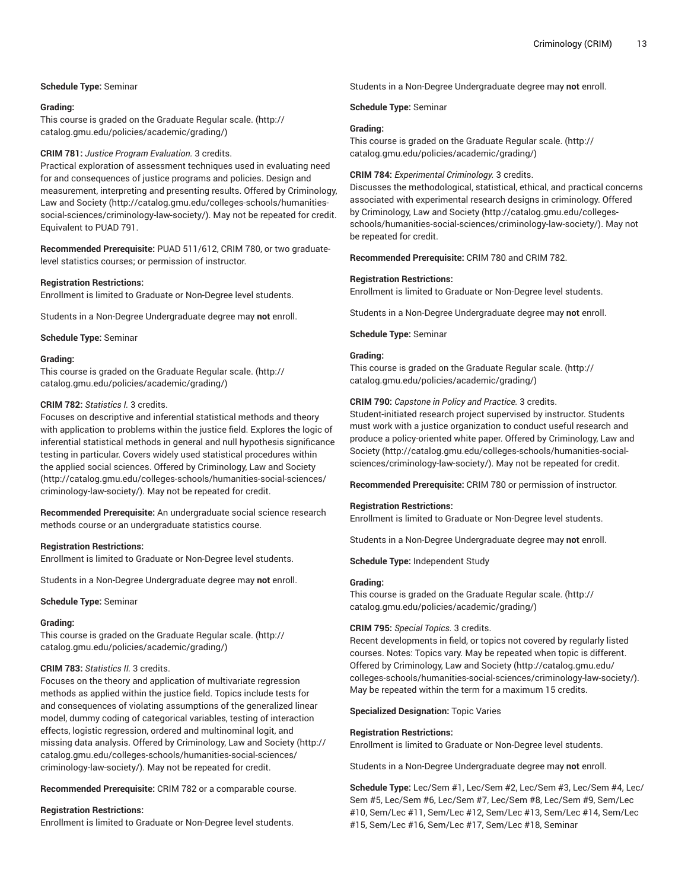**Schedule Type:** Seminar

**Grading:**
This course is graded on the Graduate Regular scale. (http://catalog.gmu.edu/policies/academic/grading/)

**CRIM 781:** *Justice Program Evaluation.* 3 credits.
Practical exploration of assessment techniques used in evaluating need for and consequences of justice programs and policies. Design and measurement, interpreting and presenting results. Offered by Criminology, Law and Society (http://catalog.gmu.edu/colleges-schools/humanities-social-sciences/criminology-law-society/). May not be repeated for credit. Equivalent to PUAD 791.

**Recommended Prerequisite:** PUAD 511/612, CRIM 780, or two graduate-level statistics courses; or permission of instructor.

**Registration Restrictions:**
Enrollment is limited to Graduate or Non-Degree level students.

Students in a Non-Degree Undergraduate degree may **not** enroll.

**Schedule Type:** Seminar

**Grading:**
This course is graded on the Graduate Regular scale. (http://catalog.gmu.edu/policies/academic/grading/)

**CRIM 782:** *Statistics I.* 3 credits.
Focuses on descriptive and inferential statistical methods and theory with application to problems within the justice field. Explores the logic of inferential statistical methods in general and null hypothesis significance testing in particular. Covers widely used statistical procedures within the applied social sciences. Offered by Criminology, Law and Society (http://catalog.gmu.edu/colleges-schools/humanities-social-sciences/criminology-law-society/). May not be repeated for credit.

**Recommended Prerequisite:** An undergraduate social science research methods course or an undergraduate statistics course.

**Registration Restrictions:**
Enrollment is limited to Graduate or Non-Degree level students.

Students in a Non-Degree Undergraduate degree may **not** enroll.

**Schedule Type:** Seminar

**Grading:**
This course is graded on the Graduate Regular scale. (http://catalog.gmu.edu/policies/academic/grading/)

**CRIM 783:** *Statistics II.* 3 credits.
Focuses on the theory and application of multivariate regression methods as applied within the justice field. Topics include tests for and consequences of violating assumptions of the generalized linear model, dummy coding of categorical variables, testing of interaction effects, logistic regression, ordered and multinominal logit, and missing data analysis. Offered by Criminology, Law and Society (http://catalog.gmu.edu/colleges-schools/humanities-social-sciences/criminology-law-society/). May not be repeated for credit.

**Recommended Prerequisite:** CRIM 782 or a comparable course.

**Registration Restrictions:**
Enrollment is limited to Graduate or Non-Degree level students.

Students in a Non-Degree Undergraduate degree may **not** enroll.

**Schedule Type:** Seminar

**Grading:**
This course is graded on the Graduate Regular scale. (http://catalog.gmu.edu/policies/academic/grading/)

**CRIM 784:** *Experimental Criminology.* 3 credits.
Discusses the methodological, statistical, ethical, and practical concerns associated with experimental research designs in criminology. Offered by Criminology, Law and Society (http://catalog.gmu.edu/colleges-schools/humanities-social-sciences/criminology-law-society/). May not be repeated for credit.

**Recommended Prerequisite:** CRIM 780 and CRIM 782.

**Registration Restrictions:**
Enrollment is limited to Graduate or Non-Degree level students.

Students in a Non-Degree Undergraduate degree may **not** enroll.

**Schedule Type:** Seminar

**Grading:**
This course is graded on the Graduate Regular scale. (http://catalog.gmu.edu/policies/academic/grading/)

**CRIM 790:** *Capstone in Policy and Practice.* 3 credits.
Student-initiated research project supervised by instructor. Students must work with a justice organization to conduct useful research and produce a policy-oriented white paper. Offered by Criminology, Law and Society (http://catalog.gmu.edu/colleges-schools/humanities-social-sciences/criminology-law-society/). May not be repeated for credit.

**Recommended Prerequisite:** CRIM 780 or permission of instructor.

**Registration Restrictions:**
Enrollment is limited to Graduate or Non-Degree level students.

Students in a Non-Degree Undergraduate degree may **not** enroll.

**Schedule Type:** Independent Study

**Grading:**
This course is graded on the Graduate Regular scale. (http://catalog.gmu.edu/policies/academic/grading/)

**CRIM 795:** *Special Topics.* 3 credits.
Recent developments in field, or topics not covered by regularly listed courses. Notes: Topics vary. May be repeated when topic is different. Offered by Criminology, Law and Society (http://catalog.gmu.edu/colleges-schools/humanities-social-sciences/criminology-law-society/). May be repeated within the term for a maximum 15 credits.

**Specialized Designation:** Topic Varies

**Registration Restrictions:**
Enrollment is limited to Graduate or Non-Degree level students.

Students in a Non-Degree Undergraduate degree may **not** enroll.

**Schedule Type:** Lec/Sem #1, Lec/Sem #2, Lec/Sem #3, Lec/Sem #4, Lec/Sem #5, Lec/Sem #6, Lec/Sem #7, Lec/Sem #8, Lec/Sem #9, Sem/Lec #10, Sem/Lec #11, Sem/Lec #12, Sem/Lec #13, Sem/Lec #14, Sem/Lec #15, Sem/Lec #16, Sem/Lec #17, Sem/Lec #18, Seminar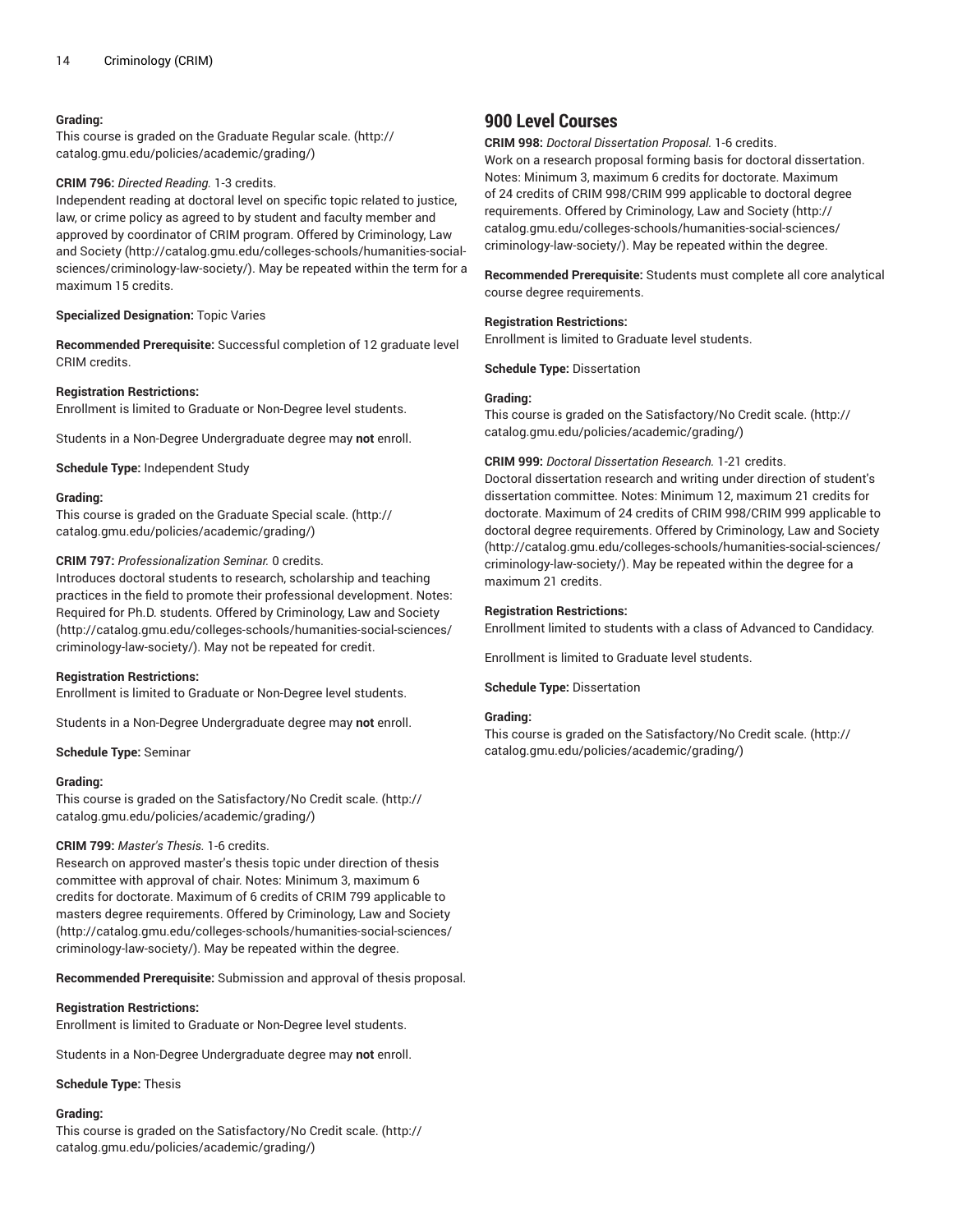**Grading:**
This course is graded on the Graduate Regular scale. (http://catalog.gmu.edu/policies/academic/grading/)

**CRIM 796:** *Directed Reading.* 1-3 credits.
Independent reading at doctoral level on specific topic related to justice, law, or crime policy as agreed to by student and faculty member and approved by coordinator of CRIM program. Offered by Criminology, Law and Society (http://catalog.gmu.edu/colleges-schools/humanities-social-sciences/criminology-law-society/). May be repeated within the term for a maximum 15 credits.

**Specialized Designation:** Topic Varies

**Recommended Prerequisite:** Successful completion of 12 graduate level CRIM credits.

**Registration Restrictions:**
Enrollment is limited to Graduate or Non-Degree level students.

Students in a Non-Degree Undergraduate degree may **not** enroll.

**Schedule Type:** Independent Study

**Grading:**
This course is graded on the Graduate Special scale. (http://catalog.gmu.edu/policies/academic/grading/)

**CRIM 797:** *Professionalization Seminar.* 0 credits.
Introduces doctoral students to research, scholarship and teaching practices in the field to promote their professional development. Notes: Required for Ph.D. students. Offered by Criminology, Law and Society (http://catalog.gmu.edu/colleges-schools/humanities-social-sciences/criminology-law-society/). May not be repeated for credit.

**Registration Restrictions:**
Enrollment is limited to Graduate or Non-Degree level students.

Students in a Non-Degree Undergraduate degree may **not** enroll.

**Schedule Type:** Seminar

**Grading:**
This course is graded on the Satisfactory/No Credit scale. (http://catalog.gmu.edu/policies/academic/grading/)

**CRIM 799:** *Master's Thesis.* 1-6 credits.
Research on approved master's thesis topic under direction of thesis committee with approval of chair. Notes: Minimum 3, maximum 6 credits for doctorate. Maximum of 6 credits of CRIM 799 applicable to masters degree requirements. Offered by Criminology, Law and Society (http://catalog.gmu.edu/colleges-schools/humanities-social-sciences/criminology-law-society/). May be repeated within the degree.

**Recommended Prerequisite:** Submission and approval of thesis proposal.

**Registration Restrictions:**
Enrollment is limited to Graduate or Non-Degree level students.

Students in a Non-Degree Undergraduate degree may **not** enroll.

**Schedule Type:** Thesis

**Grading:**
This course is graded on the Satisfactory/No Credit scale. (http://catalog.gmu.edu/policies/academic/grading/)

## 900 Level Courses

**CRIM 998:** *Doctoral Dissertation Proposal.* 1-6 credits.
Work on a research proposal forming basis for doctoral dissertation. Notes: Minimum 3, maximum 6 credits for doctorate. Maximum of 24 credits of CRIM 998/CRIM 999 applicable to doctoral degree requirements. Offered by Criminology, Law and Society (http://catalog.gmu.edu/colleges-schools/humanities-social-sciences/criminology-law-society/). May be repeated within the degree.

**Recommended Prerequisite:** Students must complete all core analytical course degree requirements.

**Registration Restrictions:**
Enrollment is limited to Graduate level students.

**Schedule Type:** Dissertation

**Grading:**
This course is graded on the Satisfactory/No Credit scale. (http://catalog.gmu.edu/policies/academic/grading/)

**CRIM 999:** *Doctoral Dissertation Research.* 1-21 credits.
Doctoral dissertation research and writing under direction of student's dissertation committee. Notes: Minimum 12, maximum 21 credits for doctorate. Maximum of 24 credits of CRIM 998/CRIM 999 applicable to doctoral degree requirements. Offered by Criminology, Law and Society (http://catalog.gmu.edu/colleges-schools/humanities-social-sciences/criminology-law-society/). May be repeated within the degree for a maximum 21 credits.

**Registration Restrictions:**
Enrollment limited to students with a class of Advanced to Candidacy.

Enrollment is limited to Graduate level students.

**Schedule Type:** Dissertation

**Grading:**
This course is graded on the Satisfactory/No Credit scale. (http://catalog.gmu.edu/policies/academic/grading/)